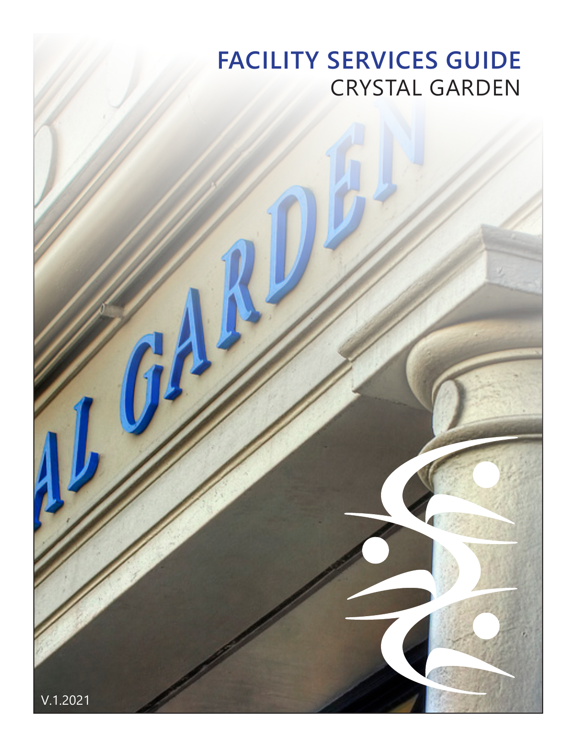# FACILITY SERVICES GUIDE

## CRYSTAL GARDEN

V.1.2021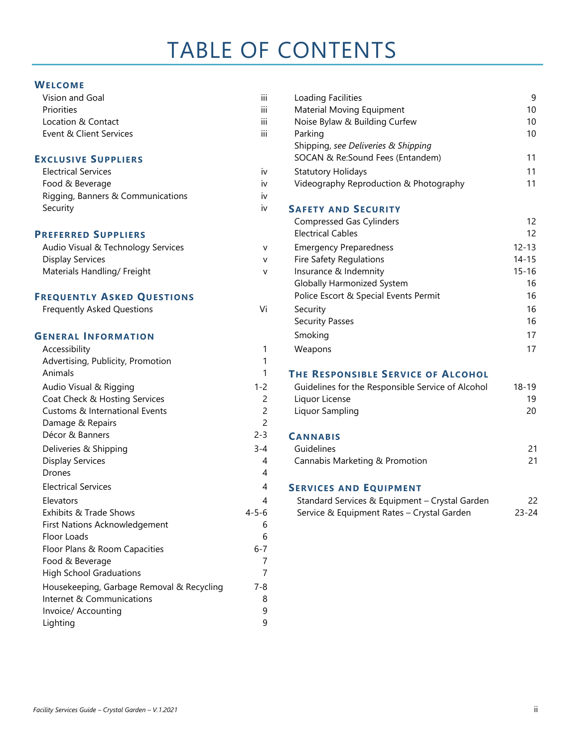# TABLE OF CONTENTS

## Welcome

| | |
|---|---|
| Vision and Goal | iii |
| Priorities | iii |
| Location & Contact | iii |
| Event & Client Services | iii |

## Exclusive Suppliers

| | |
|---|---|
| Electrical Services | iv |
| Food & Beverage | iv |
| Rigging, Banners & Communications | iv |
| Security | iv |

## Preferred Suppliers

| | |
|---|---|
| Audio Visual & Technology Services | v |
| Display Services | v |
| Materials Handling/ Freight | v |

## Frequently Asked Questions

| | |
|---|---|
| Frequently Asked Questions | Vi |

## General Information

| | |
|---|---|
| Accessibility | 1 |
| Advertising, Publicity, Promotion | 1 |
| Animals | 1 |
| Audio Visual & Rigging | 1-2 |
| Coat Check & Hosting Services | 2 |
| Customs & International Events | 2 |
| Damage & Repairs | 2 |
| Décor & Banners | 2-3 |
| Deliveries & Shipping | 3-4 |
| Display Services | 4 |
| Drones | 4 |
| Electrical Services | 4 |
| Elevators | 4 |
| Exhibits & Trade Shows | 4-5-6 |
| First Nations Acknowledgement | 6 |
| Floor Loads | 6 |
| Floor Plans & Room Capacities | 6-7 |
| Food & Beverage | 7 |
| High School Graduations | 7 |
| Housekeeping, Garbage Removal & Recycling | 7-8 |
| Internet & Communications | 8 |
| Invoice/ Accounting | 9 |
| Lighting | 9 |
| Loading Facilities | 9 |
| Material Moving Equipment | 10 |
| Noise Bylaw & Building Curfew | 10 |
| Parking | 10 |
| Shipping, *see Deliveries & Shipping* | |
| SOCAN & Re:Sound Fees (Entandem) | 11 |
| Statutory Holidays | 11 |
| Videography Reproduction & Photography | 11 |

## Safety and Security

| | |
|---|---|
| Compressed Gas Cylinders | 12 |
| Electrical Cables | 12 |
| Emergency Preparedness | 12-13 |
| Fire Safety Regulations | 14-15 |
| Insurance & Indemnity | 15-16 |
| Globally Harmonized System | 16 |
| Police Escort & Special Events Permit | 16 |
| Security | 16 |
| Security Passes | 16 |
| Smoking | 17 |
| Weapons | 17 |

## The Responsible Service of Alcohol

| | |
|---|---|
| Guidelines for the Responsible Service of Alcohol | 18-19 |
| Liquor License | 19 |
| Liquor Sampling | 20 |

## Cannabis

| | |
|---|---|
| Guidelines | 21 |
| Cannabis Marketing & Promotion | 21 |

## Services and Equipment

| | |
|---|---|
| Standard Services & Equipment – Crystal Garden | 22 |
| Service & Equipment Rates – Crystal Garden | 23-24 |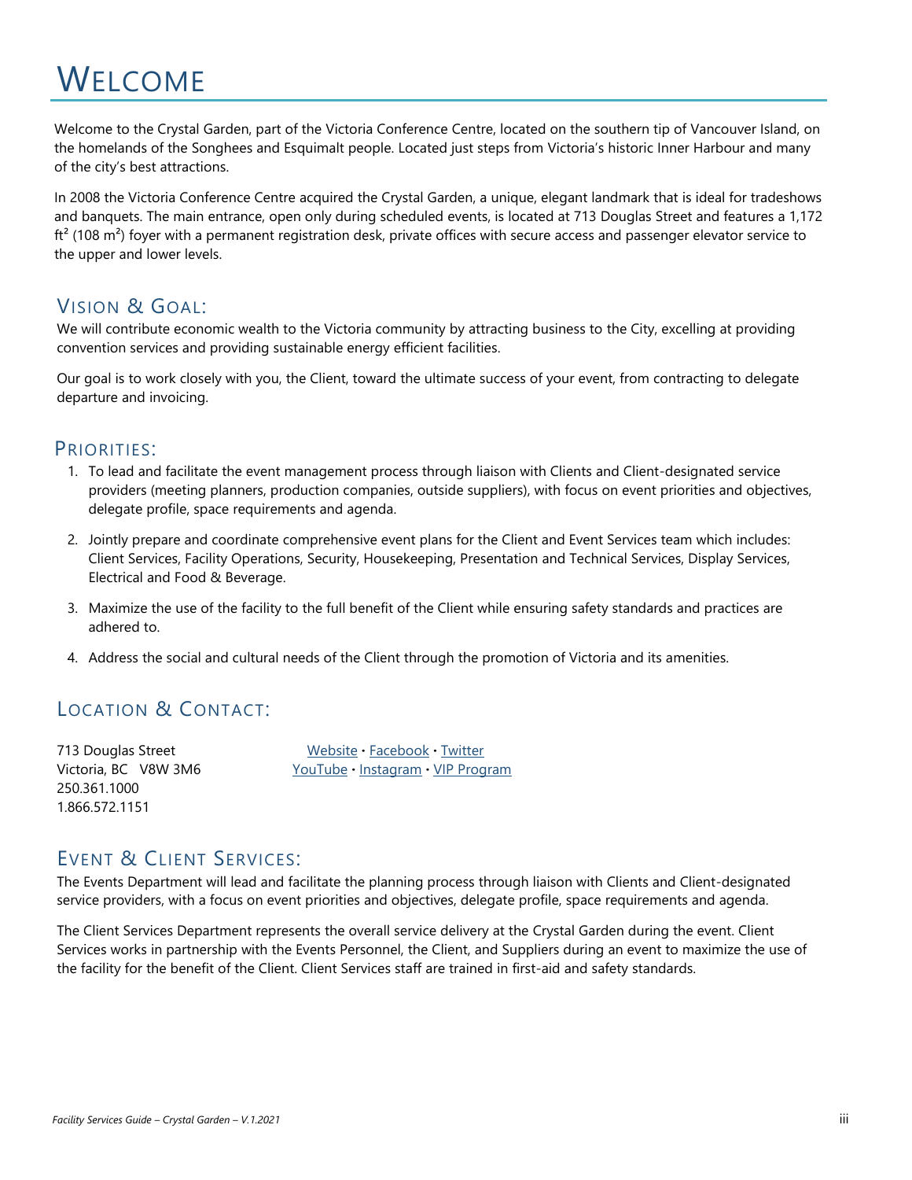# Welcome

Welcome to the Crystal Garden, part of the Victoria Conference Centre, located on the southern tip of Vancouver Island, on the homelands of the Songhees and Esquimalt people. Located just steps from Victoria's historic Inner Harbour and many of the city's best attractions.

In 2008 the Victoria Conference Centre acquired the Crystal Garden, a unique, elegant landmark that is ideal for tradeshows and banquets. The main entrance, open only during scheduled events, is located at 713 Douglas Street and features a 1,172 ft² (108 m²) foyer with a permanent registration desk, private offices with secure access and passenger elevator service to the upper and lower levels.

## Vision & Goal:

We will contribute economic wealth to the Victoria community by attracting business to the City, excelling at providing convention services and providing sustainable energy efficient facilities.

Our goal is to work closely with you, the Client, toward the ultimate success of your event, from contracting to delegate departure and invoicing.

## Priorities:

1. To lead and facilitate the event management process through liaison with Clients and Client-designated service providers (meeting planners, production companies, outside suppliers), with focus on event priorities and objectives, delegate profile, space requirements and agenda.
2. Jointly prepare and coordinate comprehensive event plans for the Client and Event Services team which includes: Client Services, Facility Operations, Security, Housekeeping, Presentation and Technical Services, Display Services, Electrical and Food & Beverage.
3. Maximize the use of the facility to the full benefit of the Client while ensuring safety standards and practices are adhered to.
4. Address the social and cultural needs of the Client through the promotion of Victoria and its amenities.

## Location & Contact:

713 Douglas Street
Victoria, BC V8W 3M6
250.361.1000
1.866.572.1151

Website • Facebook • Twitter
YouTube • Instagram • VIP Program

## Event & Client Services:

The Events Department will lead and facilitate the planning process through liaison with Clients and Client-designated service providers, with a focus on event priorities and objectives, delegate profile, space requirements and agenda.

The Client Services Department represents the overall service delivery at the Crystal Garden during the event. Client Services works in partnership with the Events Personnel, the Client, and Suppliers during an event to maximize the use of the facility for the benefit of the Client. Client Services staff are trained in first-aid and safety standards.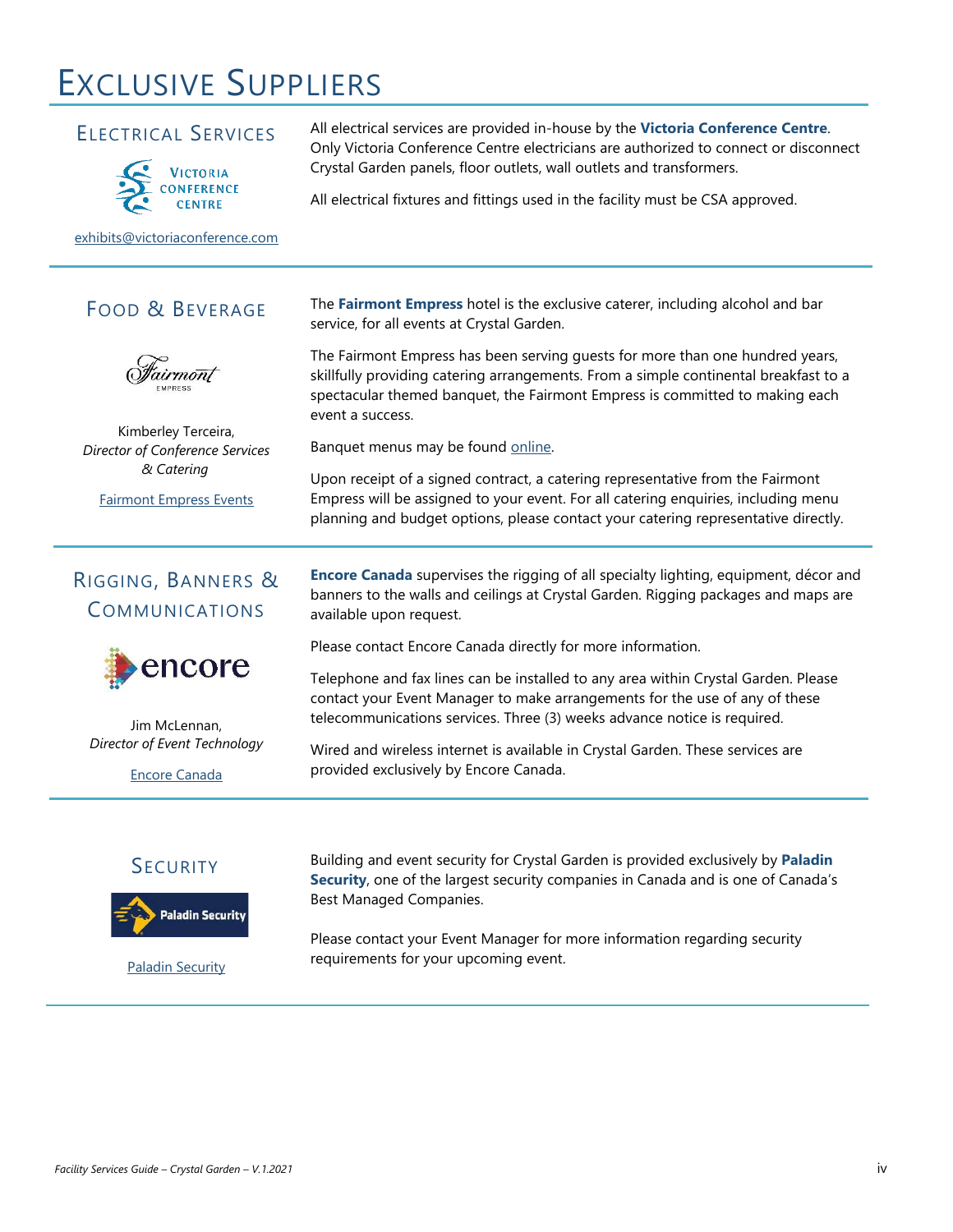# Exclusive Suppliers

## Electrical Services

exhibits@victoriaconference.com

All electrical services are provided in-house by the **Victoria Conference Centre**. Only Victoria Conference Centre electricians are authorized to connect or disconnect Crystal Garden panels, floor outlets, wall outlets and transformers.

All electrical fixtures and fittings used in the facility must be CSA approved.

## Food & Beverage

Kimberley Terceira,
*Director of Conference Services & Catering*

Fairmont Empress Events

The **Fairmont Empress** hotel is the exclusive caterer, including alcohol and bar service, for all events at Crystal Garden.

The Fairmont Empress has been serving guests for more than one hundred years, skillfully providing catering arrangements. From a simple continental breakfast to a spectacular themed banquet, the Fairmont Empress is committed to making each event a success.

Banquet menus may be found online.

Upon receipt of a signed contract, a catering representative from the Fairmont Empress will be assigned to your event. For all catering enquiries, including menu planning and budget options, please contact your catering representative directly.

## Rigging, Banners & Communications

Jim McLennan,
*Director of Event Technology*

Encore Canada

**Encore Canada** supervises the rigging of all specialty lighting, equipment, décor and banners to the walls and ceilings at Crystal Garden. Rigging packages and maps are available upon request.

Please contact Encore Canada directly for more information.

Telephone and fax lines can be installed to any area within Crystal Garden. Please contact your Event Manager to make arrangements for the use of any of these telecommunications services. Three (3) weeks advance notice is required.

Wired and wireless internet is available in Crystal Garden. These services are provided exclusively by Encore Canada.

## Security

Paladin Security

Building and event security for Crystal Garden is provided exclusively by **Paladin Security**, one of the largest security companies in Canada and is one of Canada's Best Managed Companies.

Please contact your Event Manager for more information regarding security requirements for your upcoming event.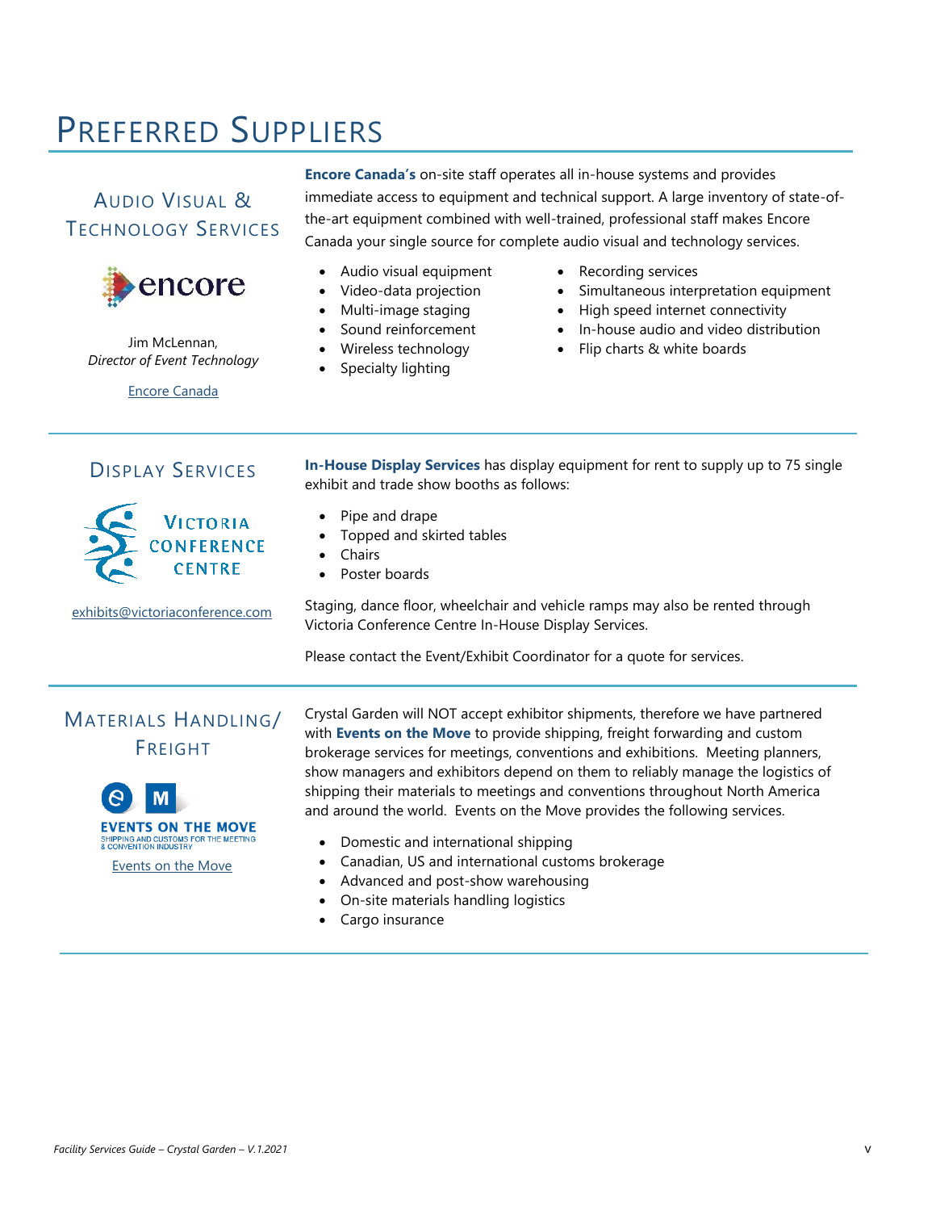# Preferred Suppliers

## Audio Visual & Technology Services

Jim McLennan,
*Director of Event Technology*

Encore Canada

**Encore Canada's** on-site staff operates all in-house systems and provides immediate access to equipment and technical support. A large inventory of state-of-the-art equipment combined with well-trained, professional staff makes Encore Canada your single source for complete audio visual and technology services.

- Audio visual equipment
- Video-data projection
- Multi-image staging
- Sound reinforcement
- Wireless technology
- Specialty lighting
- Recording services
- Simultaneous interpretation equipment
- High speed internet connectivity
- In-house audio and video distribution
- Flip charts & white boards

## Display Services

exhibits@victoriaconference.com

**In-House Display Services** has display equipment for rent to supply up to 75 single exhibit and trade show booths as follows:

- Pipe and drape
- Topped and skirted tables
- Chairs
- Poster boards

Staging, dance floor, wheelchair and vehicle ramps may also be rented through Victoria Conference Centre In-House Display Services.

Please contact the Event/Exhibit Coordinator for a quote for services.

## Materials Handling/ Freight

Events on the Move

Crystal Garden will NOT accept exhibitor shipments, therefore we have partnered with **Events on the Move** to provide shipping, freight forwarding and custom brokerage services for meetings, conventions and exhibitions. Meeting planners, show managers and exhibitors depend on them to reliably manage the logistics of shipping their materials to meetings and conventions throughout North America and around the world. Events on the Move provides the following services.

- Domestic and international shipping
- Canadian, US and international customs brokerage
- Advanced and post-show warehousing
- On-site materials handling logistics
- Cargo insurance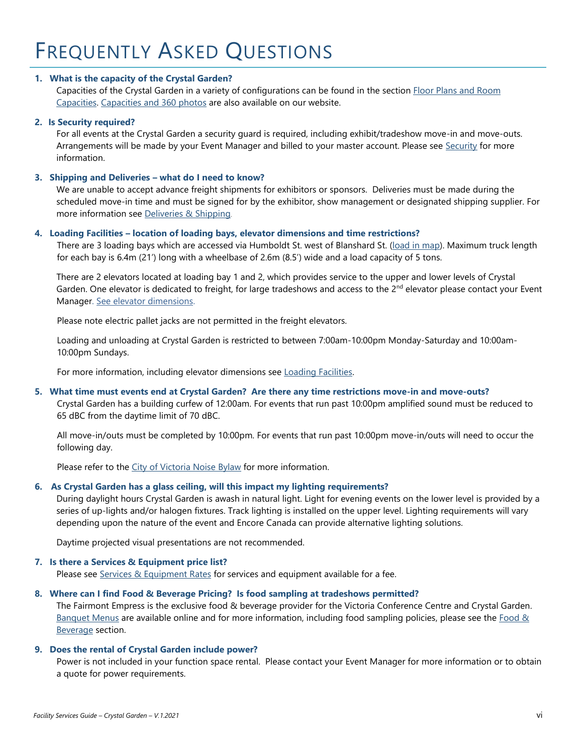# Frequently Asked Questions

1. **What is the capacity of the Crystal Garden?**

   Capacities of the Crystal Garden in a variety of configurations can be found in the section Floor Plans and Room Capacities. Capacities and 360 photos are also available on our website.

2. **Is Security required?**

   For all events at the Crystal Garden a security guard is required, including exhibit/tradeshow move-in and move-outs. Arrangements will be made by your Event Manager and billed to your master account. Please see Security for more information.

3. **Shipping and Deliveries – what do I need to know?**

   We are unable to accept advance freight shipments for exhibitors or sponsors. Deliveries must be made during the scheduled move-in time and must be signed for by the exhibitor, show management or designated shipping supplier. For more information see Deliveries & Shipping.

4. **Loading Facilities – location of loading bays, elevator dimensions and time restrictions?**

   There are 3 loading bays which are accessed via Humboldt St. west of Blanshard St. (load in map). Maximum truck length for each bay is 6.4m (21') long with a wheelbase of 2.6m (8.5') wide and a load capacity of 5 tons.

   There are 2 elevators located at loading bay 1 and 2, which provides service to the upper and lower levels of Crystal Garden. One elevator is dedicated to freight, for large tradeshows and access to the 2nd elevator please contact your Event Manager. See elevator dimensions.

   Please note electric pallet jacks are not permitted in the freight elevators.

   Loading and unloading at Crystal Garden is restricted to between 7:00am-10:00pm Monday-Saturday and 10:00am-10:00pm Sundays.

   For more information, including elevator dimensions see Loading Facilities.

5. **What time must events end at Crystal Garden? Are there any time restrictions move-in and move-outs?**

   Crystal Garden has a building curfew of 12:00am. For events that run past 10:00pm amplified sound must be reduced to 65 dBC from the daytime limit of 70 dBC.

   All move-in/outs must be completed by 10:00pm. For events that run past 10:00pm move-in/outs will need to occur the following day.

   Please refer to the City of Victoria Noise Bylaw for more information.

6. **As Crystal Garden has a glass ceiling, will this impact my lighting requirements?**

   During daylight hours Crystal Garden is awash in natural light. Light for evening events on the lower level is provided by a series of up-lights and/or halogen fixtures. Track lighting is installed on the upper level. Lighting requirements will vary depending upon the nature of the event and Encore Canada can provide alternative lighting solutions.

   Daytime projected visual presentations are not recommended.

7. **Is there a Services & Equipment price list?**

   Please see Services & Equipment Rates for services and equipment available for a fee.

8. **Where can I find Food & Beverage Pricing? Is food sampling at tradeshows permitted?**

   The Fairmont Empress is the exclusive food & beverage provider for the Victoria Conference Centre and Crystal Garden. Banquet Menus are available online and for more information, including food sampling policies, please see the Food & Beverage section.

9. **Does the rental of Crystal Garden include power?**

   Power is not included in your function space rental. Please contact your Event Manager for more information or to obtain a quote for power requirements.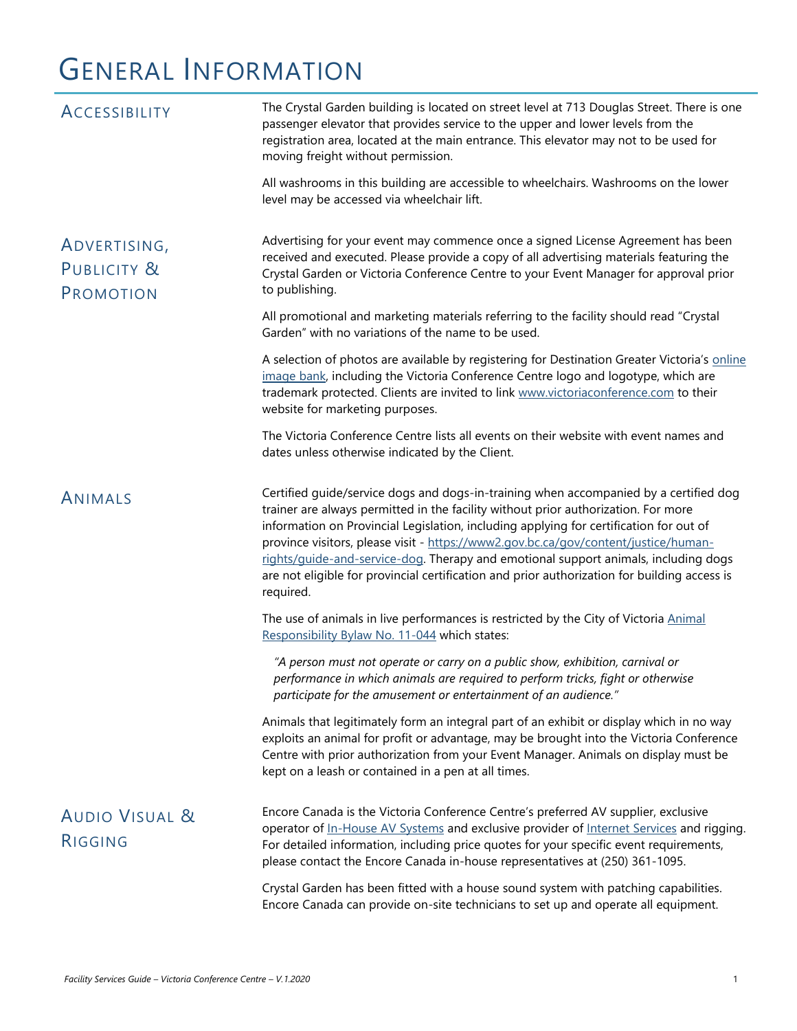# General Information

## Accessibility

The Crystal Garden building is located on street level at 713 Douglas Street. There is one passenger elevator that provides service to the upper and lower levels from the registration area, located at the main entrance. This elevator may not to be used for moving freight without permission.

All washrooms in this building are accessible to wheelchairs. Washrooms on the lower level may be accessed via wheelchair lift.

## Advertising, Publicity & Promotion

Advertising for your event may commence once a signed License Agreement has been received and executed. Please provide a copy of all advertising materials featuring the Crystal Garden or Victoria Conference Centre to your Event Manager for approval prior to publishing.

All promotional and marketing materials referring to the facility should read "Crystal Garden" with no variations of the name to be used.

A selection of photos are available by registering for Destination Greater Victoria's online image bank, including the Victoria Conference Centre logo and logotype, which are trademark protected. Clients are invited to link www.victoriaconference.com to their website for marketing purposes.

The Victoria Conference Centre lists all events on their website with event names and dates unless otherwise indicated by the Client.

## Animals

Certified guide/service dogs and dogs-in-training when accompanied by a certified dog trainer are always permitted in the facility without prior authorization. For more information on Provincial Legislation, including applying for certification for out of province visitors, please visit - https://www2.gov.bc.ca/gov/content/justice/human-rights/guide-and-service-dog. Therapy and emotional support animals, including dogs are not eligible for provincial certification and prior authorization for building access is required.

The use of animals in live performances is restricted by the City of Victoria Animal Responsibility Bylaw No. 11-044 which states:

> *"A person must not operate or carry on a public show, exhibition, carnival or performance in which animals are required to perform tricks, fight or otherwise participate for the amusement or entertainment of an audience."*

Animals that legitimately form an integral part of an exhibit or display which in no way exploits an animal for profit or advantage, may be brought into the Victoria Conference Centre with prior authorization from your Event Manager. Animals on display must be kept on a leash or contained in a pen at all times.

## Audio Visual & Rigging

Encore Canada is the Victoria Conference Centre's preferred AV supplier, exclusive operator of In-House AV Systems and exclusive provider of Internet Services and rigging. For detailed information, including price quotes for your specific event requirements, please contact the Encore Canada in-house representatives at (250) 361-1095.

Crystal Garden has been fitted with a house sound system with patching capabilities. Encore Canada can provide on-site technicians to set up and operate all equipment.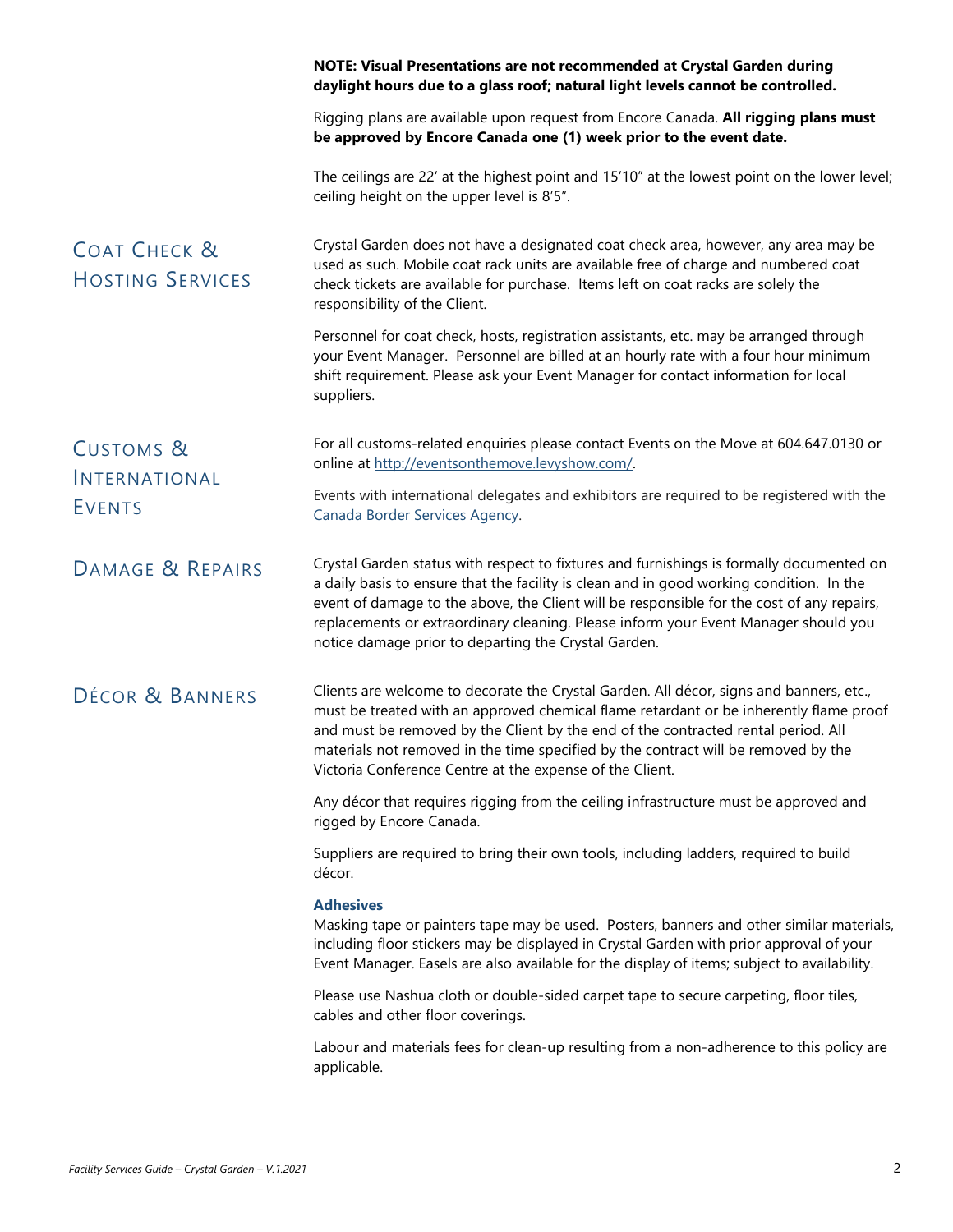**NOTE: Visual Presentations are not recommended at Crystal Garden during daylight hours due to a glass roof; natural light levels cannot be controlled.**

Rigging plans are available upon request from Encore Canada. **All rigging plans must be approved by Encore Canada one (1) week prior to the event date.**

The ceilings are 22' at the highest point and 15'10" at the lowest point on the lower level; ceiling height on the upper level is 8'5".

## Coat Check & Hosting Services

Crystal Garden does not have a designated coat check area, however, any area may be used as such. Mobile coat rack units are available free of charge and numbered coat check tickets are available for purchase. Items left on coat racks are solely the responsibility of the Client.

Personnel for coat check, hosts, registration assistants, etc. may be arranged through your Event Manager. Personnel are billed at an hourly rate with a four hour minimum shift requirement. Please ask your Event Manager for contact information for local suppliers.

## Customs & International Events

For all customs-related enquiries please contact Events on the Move at 604.647.0130 or online at http://eventsonthemove.levyshow.com/.

Events with international delegates and exhibitors are required to be registered with the Canada Border Services Agency.

## Damage & Repairs

Crystal Garden status with respect to fixtures and furnishings is formally documented on a daily basis to ensure that the facility is clean and in good working condition. In the event of damage to the above, the Client will be responsible for the cost of any repairs, replacements or extraordinary cleaning. Please inform your Event Manager should you notice damage prior to departing the Crystal Garden.

## Décor & Banners

Clients are welcome to decorate the Crystal Garden. All décor, signs and banners, etc., must be treated with an approved chemical flame retardant or be inherently flame proof and must be removed by the Client by the end of the contracted rental period. All materials not removed in the time specified by the contract will be removed by the Victoria Conference Centre at the expense of the Client.

Any décor that requires rigging from the ceiling infrastructure must be approved and rigged by Encore Canada.

Suppliers are required to bring their own tools, including ladders, required to build décor.

### Adhesives

Masking tape or painters tape may be used. Posters, banners and other similar materials, including floor stickers may be displayed in Crystal Garden with prior approval of your Event Manager. Easels are also available for the display of items; subject to availability.

Please use Nashua cloth or double-sided carpet tape to secure carpeting, floor tiles, cables and other floor coverings.

Labour and materials fees for clean-up resulting from a non-adherence to this policy are applicable.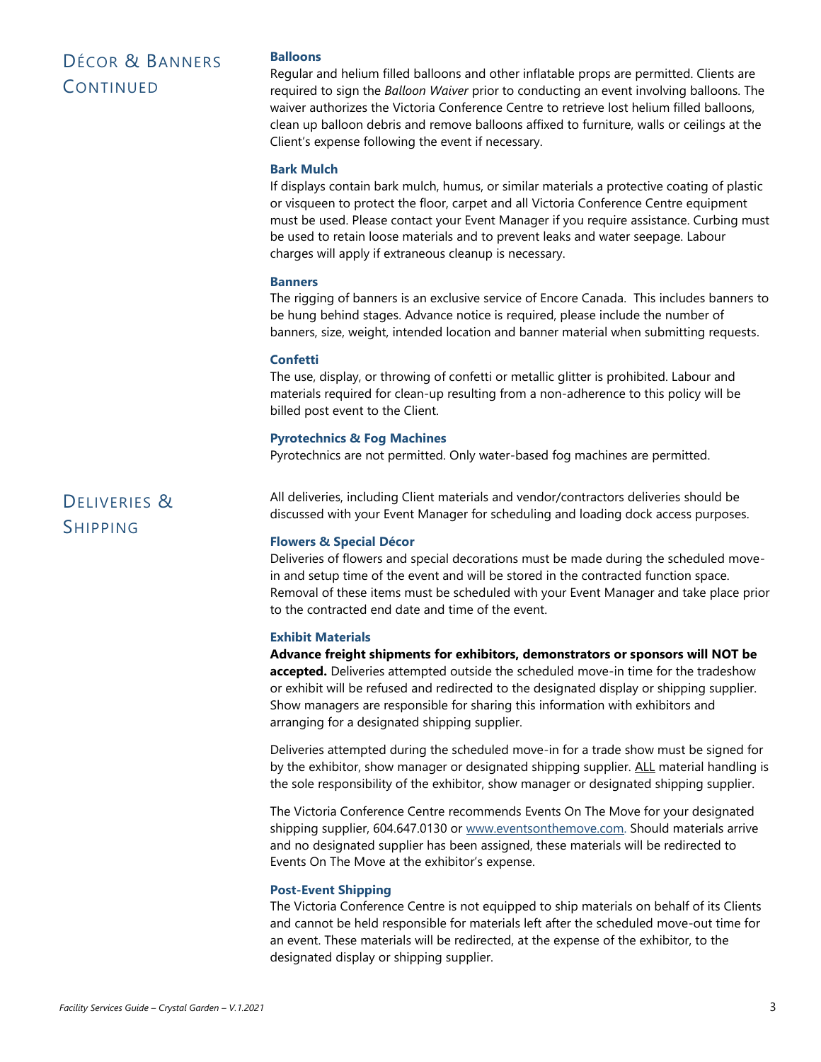## Décor & Banners Continued

### Balloons

Regular and helium filled balloons and other inflatable props are permitted. Clients are required to sign the *Balloon Waiver* prior to conducting an event involving balloons. The waiver authorizes the Victoria Conference Centre to retrieve lost helium filled balloons, clean up balloon debris and remove balloons affixed to furniture, walls or ceilings at the Client's expense following the event if necessary.

### Bark Mulch

If displays contain bark mulch, humus, or similar materials a protective coating of plastic or visqueen to protect the floor, carpet and all Victoria Conference Centre equipment must be used. Please contact your Event Manager if you require assistance. Curbing must be used to retain loose materials and to prevent leaks and water seepage. Labour charges will apply if extraneous cleanup is necessary.

### Banners

The rigging of banners is an exclusive service of Encore Canada. This includes banners to be hung behind stages. Advance notice is required, please include the number of banners, size, weight, intended location and banner material when submitting requests.

### Confetti

The use, display, or throwing of confetti or metallic glitter is prohibited. Labour and materials required for clean-up resulting from a non-adherence to this policy will be billed post event to the Client.

### Pyrotechnics & Fog Machines

Pyrotechnics are not permitted. Only water-based fog machines are permitted.

## Deliveries & Shipping

All deliveries, including Client materials and vendor/contractors deliveries should be discussed with your Event Manager for scheduling and loading dock access purposes.

### Flowers & Special Décor

Deliveries of flowers and special decorations must be made during the scheduled move-in and setup time of the event and will be stored in the contracted function space. Removal of these items must be scheduled with your Event Manager and take place prior to the contracted end date and time of the event.

### Exhibit Materials

**Advance freight shipments for exhibitors, demonstrators or sponsors will NOT be accepted.** Deliveries attempted outside the scheduled move-in time for the tradeshow or exhibit will be refused and redirected to the designated display or shipping supplier. Show managers are responsible for sharing this information with exhibitors and arranging for a designated shipping supplier.

Deliveries attempted during the scheduled move-in for a trade show must be signed for by the exhibitor, show manager or designated shipping supplier. <u>ALL</u> material handling is the sole responsibility of the exhibitor, show manager or designated shipping supplier.

The Victoria Conference Centre recommends Events On The Move for your designated shipping supplier, 604.647.0130 or [www.eventsonthemove.com](http://www.eventsonthemove.com). Should materials arrive and no designated supplier has been assigned, these materials will be redirected to Events On The Move at the exhibitor's expense.

### Post-Event Shipping

The Victoria Conference Centre is not equipped to ship materials on behalf of its Clients and cannot be held responsible for materials left after the scheduled move-out time for an event. These materials will be redirected, at the expense of the exhibitor, to the designated display or shipping supplier.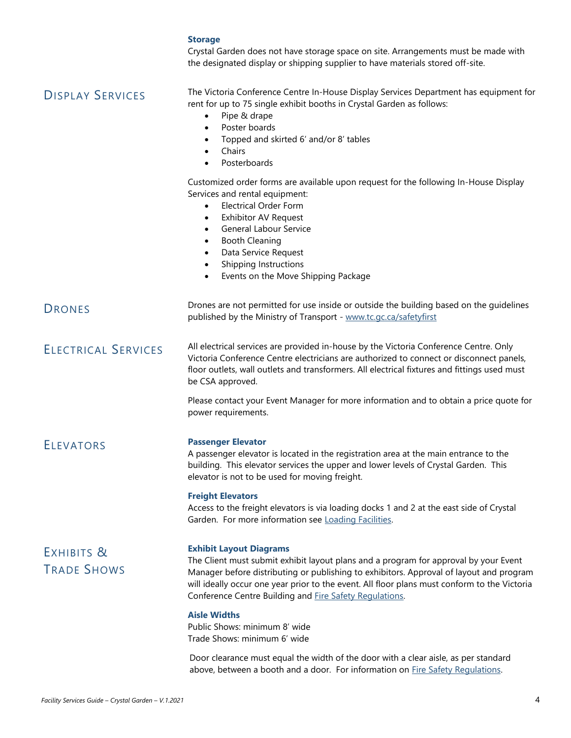### Storage

Crystal Garden does not have storage space on site. Arrangements must be made with the designated display or shipping supplier to have materials stored off-site.

## Display Services

The Victoria Conference Centre In-House Display Services Department has equipment for rent for up to 75 single exhibit booths in Crystal Garden as follows:

- Pipe & drape
- Poster boards
- Topped and skirted 6′ and/or 8′ tables
- Chairs
- Posterboards

Customized order forms are available upon request for the following In-House Display Services and rental equipment:

- Electrical Order Form
- Exhibitor AV Request
- General Labour Service
- Booth Cleaning
- Data Service Request
- Shipping Instructions
- Events on the Move Shipping Package

## Drones

Drones are not permitted for use inside or outside the building based on the guidelines published by the Ministry of Transport - [www.tc.gc.ca/safetyfirst](www.tc.gc.ca/safetyfirst)

## Electrical Services

All electrical services are provided in-house by the Victoria Conference Centre. Only Victoria Conference Centre electricians are authorized to connect or disconnect panels, floor outlets, wall outlets and transformers. All electrical fixtures and fittings used must be CSA approved.

Please contact your Event Manager for more information and to obtain a price quote for power requirements.

## Elevators

### Passenger Elevator

A passenger elevator is located in the registration area at the main entrance to the building. This elevator services the upper and lower levels of Crystal Garden. This elevator is not to be used for moving freight.

### Freight Elevators

Access to the freight elevators is via loading docks 1 and 2 at the east side of Crystal Garden. For more information see Loading Facilities.

## Exhibits & Trade Shows

### Exhibit Layout Diagrams

The Client must submit exhibit layout plans and a program for approval by your Event Manager before distributing or publishing to exhibitors. Approval of layout and program will ideally occur one year prior to the event. All floor plans must conform to the Victoria Conference Centre Building and Fire Safety Regulations.

### Aisle Widths

Public Shows: minimum 8′ wide
Trade Shows: minimum 6′ wide

Door clearance must equal the width of the door with a clear aisle, as per standard above, between a booth and a door. For information on Fire Safety Regulations.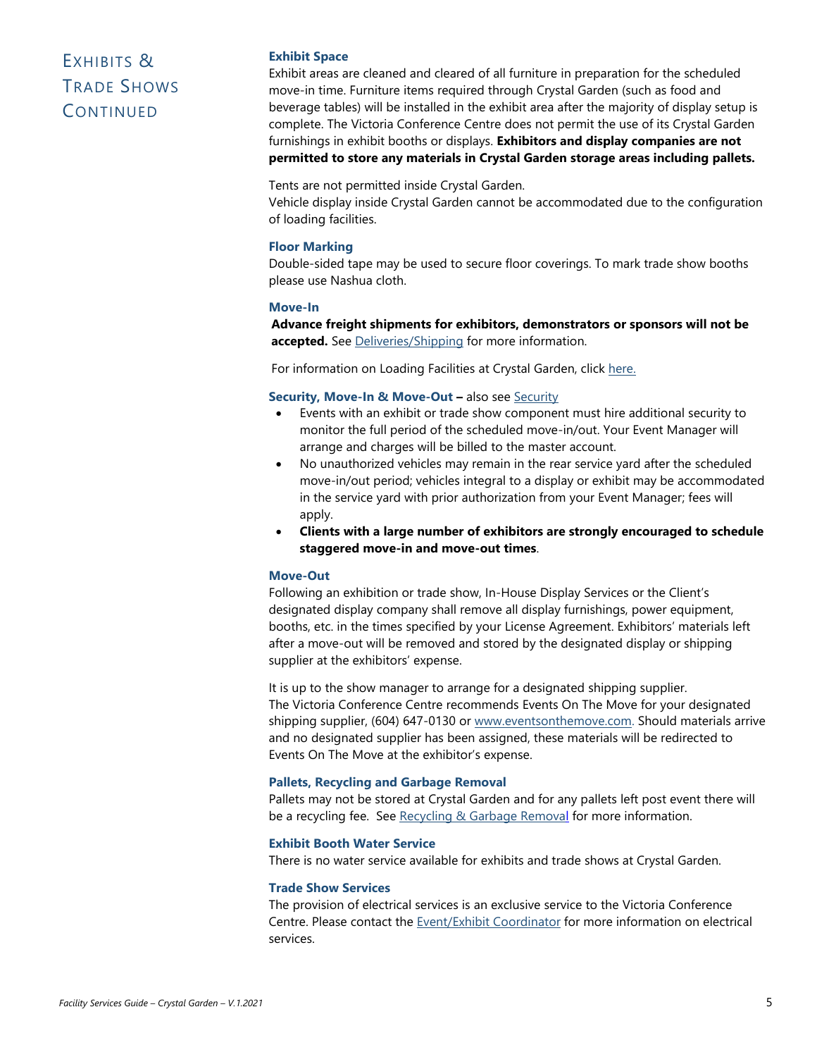# Exhibits & Trade Shows Continued

### Exhibit Space

Exhibit areas are cleaned and cleared of all furniture in preparation for the scheduled move-in time. Furniture items required through Crystal Garden (such as food and beverage tables) will be installed in the exhibit area after the majority of display setup is complete. The Victoria Conference Centre does not permit the use of its Crystal Garden furnishings in exhibit booths or displays. **Exhibitors and display companies are not permitted to store any materials in Crystal Garden storage areas including pallets.**

Tents are not permitted inside Crystal Garden.
Vehicle display inside Crystal Garden cannot be accommodated due to the configuration of loading facilities.

### Floor Marking

Double-sided tape may be used to secure floor coverings. To mark trade show booths please use Nashua cloth.

### Move-In

**Advance freight shipments for exhibitors, demonstrators or sponsors will not be accepted.** See Deliveries/Shipping for more information.

For information on Loading Facilities at Crystal Garden, click here.

### Security, Move-In & Move-Out – also see Security

- Events with an exhibit or trade show component must hire additional security to monitor the full period of the scheduled move-in/out. Your Event Manager will arrange and charges will be billed to the master account.
- No unauthorized vehicles may remain in the rear service yard after the scheduled move-in/out period; vehicles integral to a display or exhibit may be accommodated in the service yard with prior authorization from your Event Manager; fees will apply.
- **Clients with a large number of exhibitors are strongly encouraged to schedule staggered move-in and move-out times**.

### Move-Out

Following an exhibition or trade show, In-House Display Services or the Client's designated display company shall remove all display furnishings, power equipment, booths, etc. in the times specified by your License Agreement. Exhibitors' materials left after a move-out will be removed and stored by the designated display or shipping supplier at the exhibitors' expense.

It is up to the show manager to arrange for a designated shipping supplier.
The Victoria Conference Centre recommends Events On The Move for your designated shipping supplier, (604) 647-0130 or www.eventsonthemove.com. Should materials arrive and no designated supplier has been assigned, these materials will be redirected to Events On The Move at the exhibitor's expense.

### Pallets, Recycling and Garbage Removal

Pallets may not be stored at Crystal Garden and for any pallets left post event there will be a recycling fee. See Recycling & Garbage Removal for more information.

### Exhibit Booth Water Service

There is no water service available for exhibits and trade shows at Crystal Garden.

### Trade Show Services

The provision of electrical services is an exclusive service to the Victoria Conference Centre. Please contact the Event/Exhibit Coordinator for more information on electrical services.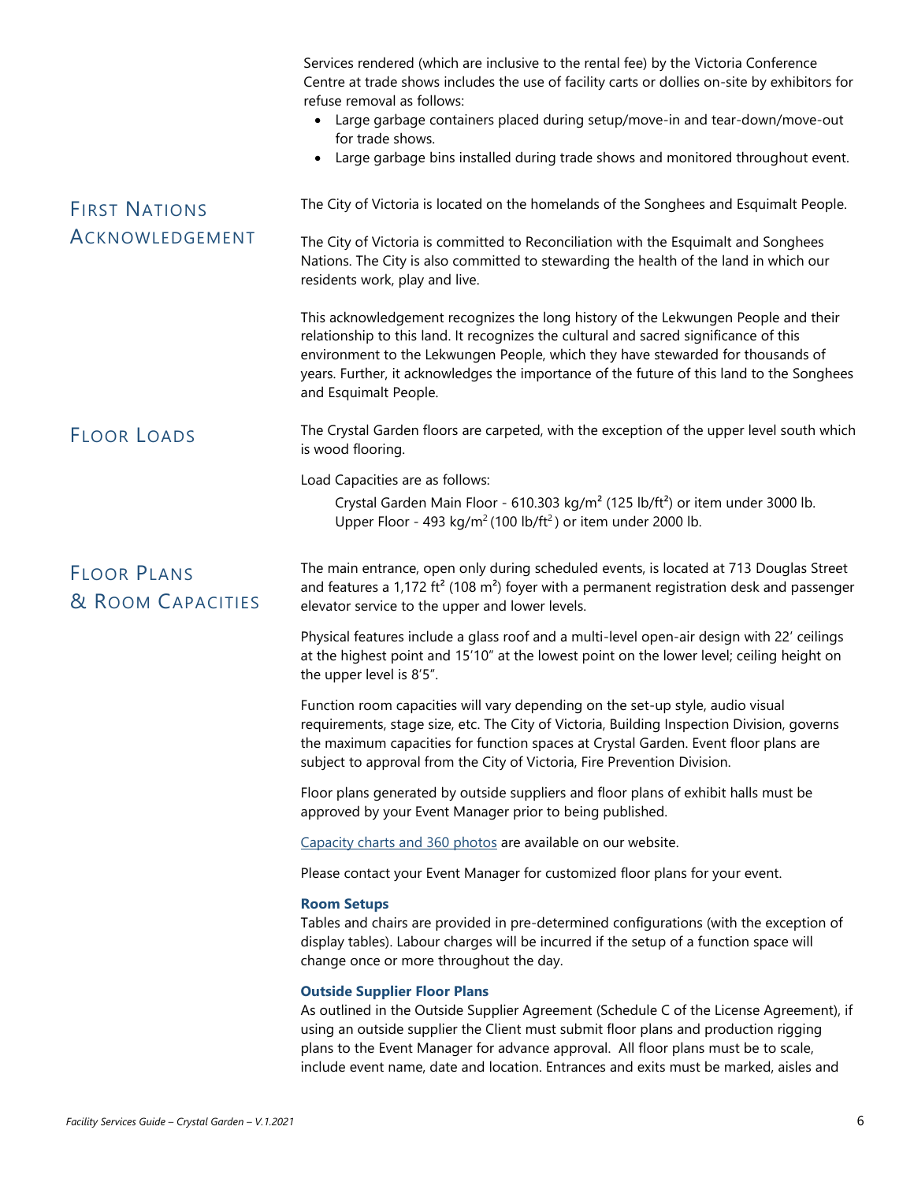Services rendered (which are inclusive to the rental fee) by the Victoria Conference Centre at trade shows includes the use of facility carts or dollies on-site by exhibitors for refuse removal as follows:

- Large garbage containers placed during setup/move-in and tear-down/move-out for trade shows.
- Large garbage bins installed during trade shows and monitored throughout event.

## First Nations Acknowledgement

The City of Victoria is located on the homelands of the Songhees and Esquimalt People.

The City of Victoria is committed to Reconciliation with the Esquimalt and Songhees Nations. The City is also committed to stewarding the health of the land in which our residents work, play and live.

This acknowledgement recognizes the long history of the Lekwungen People and their relationship to this land. It recognizes the cultural and sacred significance of this environment to the Lekwungen People, which they have stewarded for thousands of years. Further, it acknowledges the importance of the future of this land to the Songhees and Esquimalt People.

## Floor Loads

The Crystal Garden floors are carpeted, with the exception of the upper level south which is wood flooring.

Load Capacities are as follows:

Crystal Garden Main Floor - 610.303 kg/m² (125 lb/ft²) or item under 3000 lb.
Upper Floor - 493 kg/m² (100 lb/ft²) or item under 2000 lb.

## Floor Plans & Room Capacities

The main entrance, open only during scheduled events, is located at 713 Douglas Street and features a 1,172 ft² (108 m²) foyer with a permanent registration desk and passenger elevator service to the upper and lower levels.

Physical features include a glass roof and a multi-level open-air design with 22′ ceilings at the highest point and 15′10″ at the lowest point on the lower level; ceiling height on the upper level is 8′5″.

Function room capacities will vary depending on the set-up style, audio visual requirements, stage size, etc. The City of Victoria, Building Inspection Division, governs the maximum capacities for function spaces at Crystal Garden. Event floor plans are subject to approval from the City of Victoria, Fire Prevention Division.

Floor plans generated by outside suppliers and floor plans of exhibit halls must be approved by your Event Manager prior to being published.

Capacity charts and 360 photos are available on our website.

Please contact your Event Manager for customized floor plans for your event.

### Room Setups

Tables and chairs are provided in pre-determined configurations (with the exception of display tables). Labour charges will be incurred if the setup of a function space will change once or more throughout the day.

### Outside Supplier Floor Plans

As outlined in the Outside Supplier Agreement (Schedule C of the License Agreement), if using an outside supplier the Client must submit floor plans and production rigging plans to the Event Manager for advance approval. All floor plans must be to scale, include event name, date and location. Entrances and exits must be marked, aisles and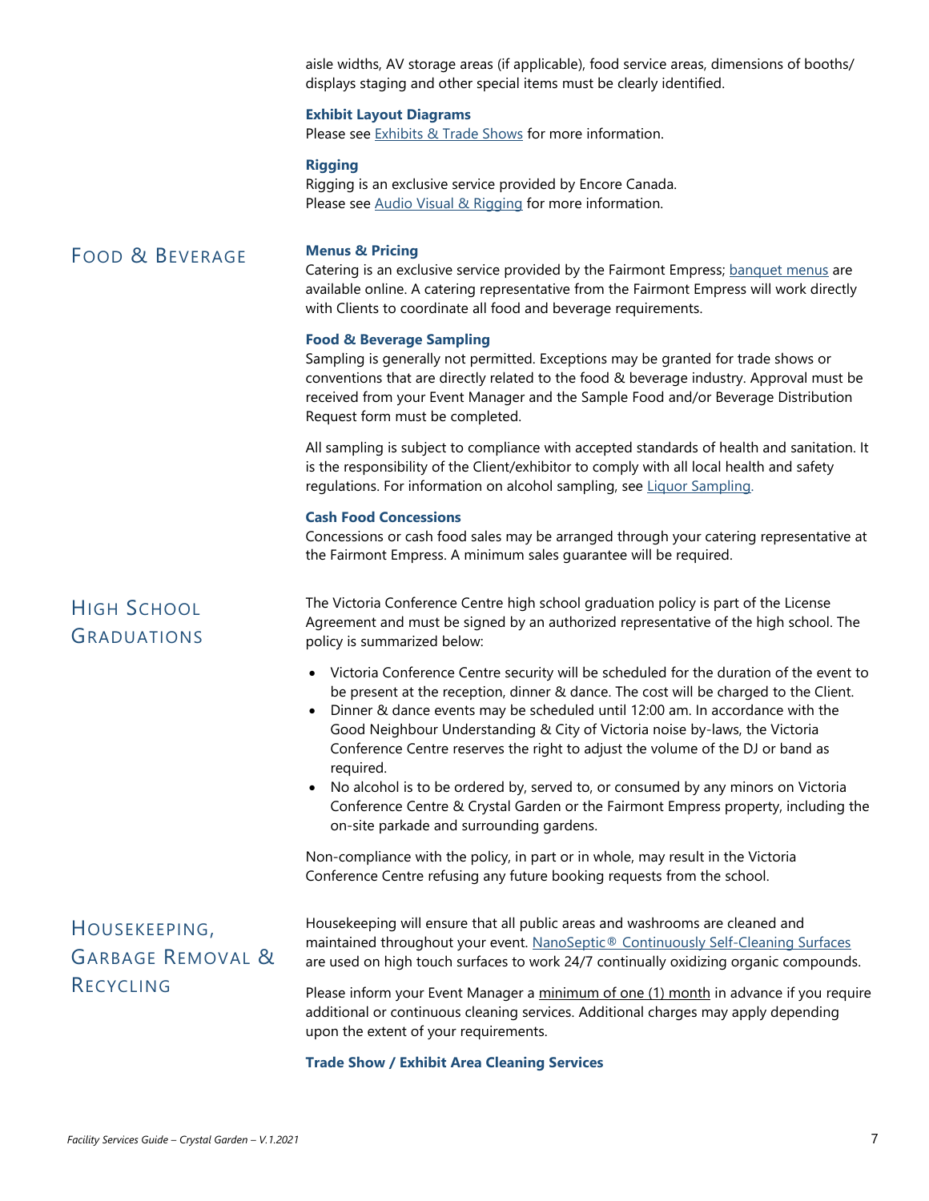aisle widths, AV storage areas (if applicable), food service areas, dimensions of booths/ displays staging and other special items must be clearly identified.

### Exhibit Layout Diagrams

Please see Exhibits & Trade Shows for more information.

### Rigging

Rigging is an exclusive service provided by Encore Canada.
Please see Audio Visual & Rigging for more information.

## Food & Beverage

### Menus & Pricing

Catering is an exclusive service provided by the Fairmont Empress; banquet menus are available online. A catering representative from the Fairmont Empress will work directly with Clients to coordinate all food and beverage requirements.

### Food & Beverage Sampling

Sampling is generally not permitted. Exceptions may be granted for trade shows or conventions that are directly related to the food & beverage industry. Approval must be received from your Event Manager and the Sample Food and/or Beverage Distribution Request form must be completed.

All sampling is subject to compliance with accepted standards of health and sanitation. It is the responsibility of the Client/exhibitor to comply with all local health and safety regulations. For information on alcohol sampling, see Liquor Sampling.

### Cash Food Concessions

Concessions or cash food sales may be arranged through your catering representative at the Fairmont Empress. A minimum sales guarantee will be required.

## High School Graduations

The Victoria Conference Centre high school graduation policy is part of the License Agreement and must be signed by an authorized representative of the high school. The policy is summarized below:

- Victoria Conference Centre security will be scheduled for the duration of the event to be present at the reception, dinner & dance. The cost will be charged to the Client.
- Dinner & dance events may be scheduled until 12:00 am. In accordance with the Good Neighbour Understanding & City of Victoria noise by-laws, the Victoria Conference Centre reserves the right to adjust the volume of the DJ or band as required.
- No alcohol is to be ordered by, served to, or consumed by any minors on Victoria Conference Centre & Crystal Garden or the Fairmont Empress property, including the on-site parkade and surrounding gardens.

Non-compliance with the policy, in part or in whole, may result in the Victoria Conference Centre refusing any future booking requests from the school.

## Housekeeping, Garbage Removal & Recycling

Housekeeping will ensure that all public areas and washrooms are cleaned and maintained throughout your event. NanoSeptic® Continuously Self-Cleaning Surfaces are used on high touch surfaces to work 24/7 continually oxidizing organic compounds.

Please inform your Event Manager a minimum of one (1) month in advance if you require additional or continuous cleaning services. Additional charges may apply depending upon the extent of your requirements.

### Trade Show / Exhibit Area Cleaning Services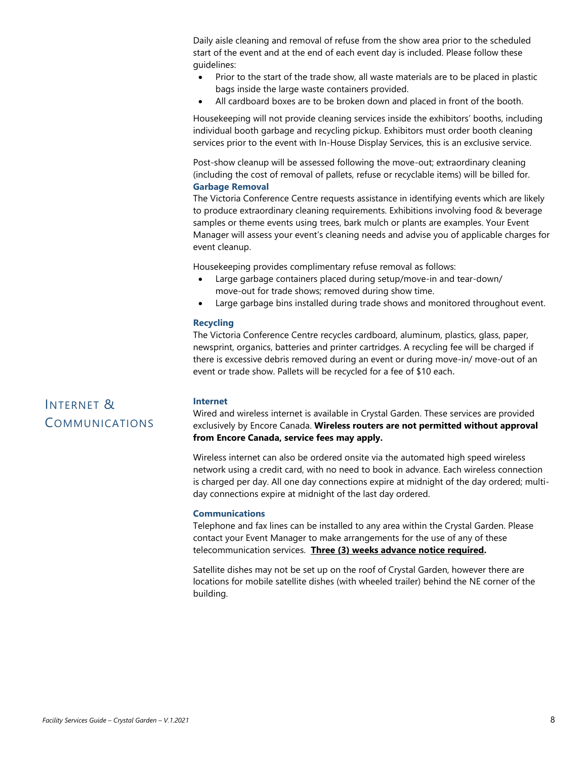Daily aisle cleaning and removal of refuse from the show area prior to the scheduled start of the event and at the end of each event day is included. Please follow these guidelines:

- Prior to the start of the trade show, all waste materials are to be placed in plastic bags inside the large waste containers provided.
- All cardboard boxes are to be broken down and placed in front of the booth.

Housekeeping will not provide cleaning services inside the exhibitors' booths, including individual booth garbage and recycling pickup. Exhibitors must order booth cleaning services prior to the event with In-House Display Services, this is an exclusive service.

Post-show cleanup will be assessed following the move-out; extraordinary cleaning (including the cost of removal of pallets, refuse or recyclable items) will be billed for.

### Garbage Removal

The Victoria Conference Centre requests assistance in identifying events which are likely to produce extraordinary cleaning requirements. Exhibitions involving food & beverage samples or theme events using trees, bark mulch or plants are examples. Your Event Manager will assess your event's cleaning needs and advise you of applicable charges for event cleanup.

Housekeeping provides complimentary refuse removal as follows:

- Large garbage containers placed during setup/move-in and tear-down/ move-out for trade shows; removed during show time.
- Large garbage bins installed during trade shows and monitored throughout event.

### Recycling

The Victoria Conference Centre recycles cardboard, aluminum, plastics, glass, paper, newsprint, organics, batteries and printer cartridges. A recycling fee will be charged if there is excessive debris removed during an event or during move-in/ move-out of an event or trade show. Pallets will be recycled for a fee of $10 each.

## Internet & Communications

### Internet

Wired and wireless internet is available in Crystal Garden. These services are provided exclusively by Encore Canada. **Wireless routers are not permitted without approval from Encore Canada, service fees may apply.**

Wireless internet can also be ordered onsite via the automated high speed wireless network using a credit card, with no need to book in advance. Each wireless connection is charged per day. All one day connections expire at midnight of the day ordered; multi-day connections expire at midnight of the last day ordered.

### Communications

Telephone and fax lines can be installed to any area within the Crystal Garden. Please contact your Event Manager to make arrangements for the use of any of these telecommunication services. **<u>Three (3) weeks advance notice required</u>.**

Satellite dishes may not be set up on the roof of Crystal Garden, however there are locations for mobile satellite dishes (with wheeled trailer) behind the NE corner of the building.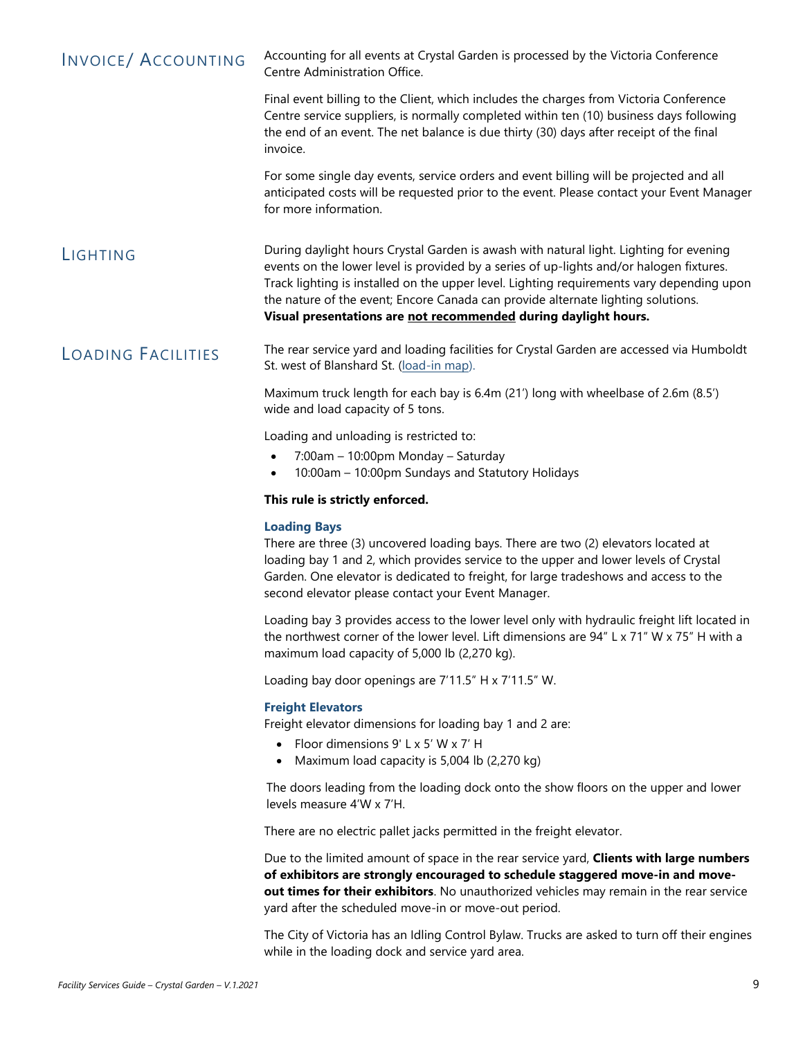## INVOICE/ ACCOUNTING

Accounting for all events at Crystal Garden is processed by the Victoria Conference Centre Administration Office.

Final event billing to the Client, which includes the charges from Victoria Conference Centre service suppliers, is normally completed within ten (10) business days following the end of an event. The net balance is due thirty (30) days after receipt of the final invoice.

For some single day events, service orders and event billing will be projected and all anticipated costs will be requested prior to the event. Please contact your Event Manager for more information.

## LIGHTING

During daylight hours Crystal Garden is awash with natural light. Lighting for evening events on the lower level is provided by a series of up-lights and/or halogen fixtures. Track lighting is installed on the upper level. Lighting requirements vary depending upon the nature of the event; Encore Canada can provide alternate lighting solutions. **Visual presentations are <u>not recommended</u> during daylight hours.**

## LOADING FACILITIES

The rear service yard and loading facilities for Crystal Garden are accessed via Humboldt St. west of Blanshard St. (load-in map).

Maximum truck length for each bay is 6.4m (21') long with wheelbase of 2.6m (8.5') wide and load capacity of 5 tons.

Loading and unloading is restricted to:

- 7:00am – 10:00pm Monday – Saturday
- 10:00am – 10:00pm Sundays and Statutory Holidays

**This rule is strictly enforced.**

### Loading Bays

There are three (3) uncovered loading bays. There are two (2) elevators located at loading bay 1 and 2, which provides service to the upper and lower levels of Crystal Garden. One elevator is dedicated to freight, for large tradeshows and access to the second elevator please contact your Event Manager.

Loading bay 3 provides access to the lower level only with hydraulic freight lift located in the northwest corner of the lower level. Lift dimensions are 94" L x 71" W x 75" H with a maximum load capacity of 5,000 lb (2,270 kg).

Loading bay door openings are 7'11.5" H x 7'11.5" W.

### Freight Elevators

Freight elevator dimensions for loading bay 1 and 2 are:

- Floor dimensions 9' L x 5' W x 7' H
- Maximum load capacity is 5,004 lb (2,270 kg)

The doors leading from the loading dock onto the show floors on the upper and lower levels measure 4'W x 7'H.

There are no electric pallet jacks permitted in the freight elevator.

Due to the limited amount of space in the rear service yard, **Clients with large numbers of exhibitors are strongly encouraged to schedule staggered move-in and move-out times for their exhibitors**. No unauthorized vehicles may remain in the rear service yard after the scheduled move-in or move-out period.

The City of Victoria has an Idling Control Bylaw. Trucks are asked to turn off their engines while in the loading dock and service yard area.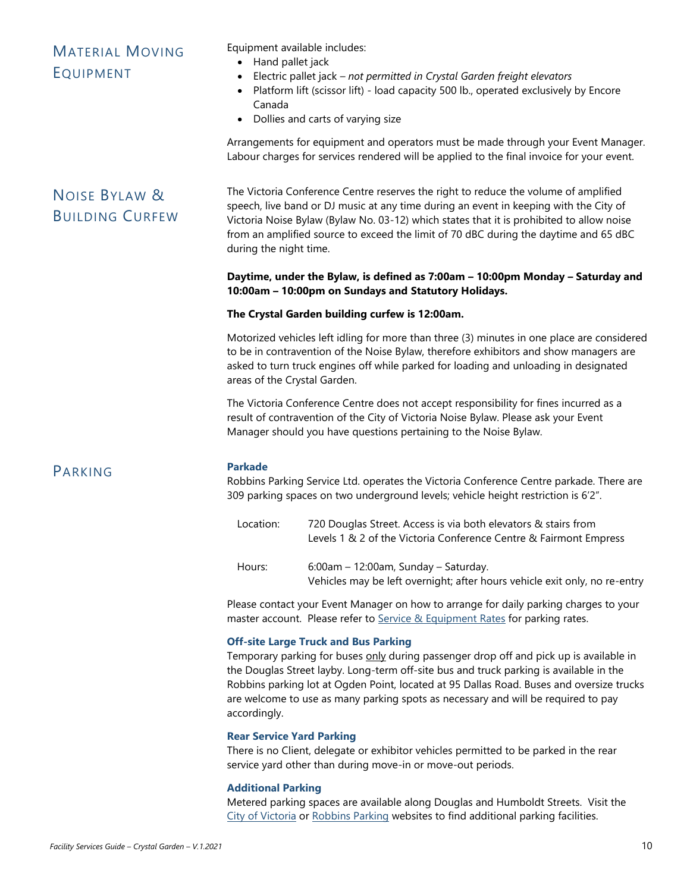## Material Moving Equipment

Equipment available includes:

- Hand pallet jack
- Electric pallet jack – *not permitted in Crystal Garden freight elevators*
- Platform lift (scissor lift) - load capacity 500 lb., operated exclusively by Encore Canada
- Dollies and carts of varying size

Arrangements for equipment and operators must be made through your Event Manager. Labour charges for services rendered will be applied to the final invoice for your event.

## Noise Bylaw & Building Curfew

The Victoria Conference Centre reserves the right to reduce the volume of amplified speech, live band or DJ music at any time during an event in keeping with the City of Victoria Noise Bylaw (Bylaw No. 03-12) which states that it is prohibited to allow noise from an amplified source to exceed the limit of 70 dBC during the daytime and 65 dBC during the night time.

**Daytime, under the Bylaw, is defined as 7:00am – 10:00pm Monday – Saturday and 10:00am – 10:00pm on Sundays and Statutory Holidays.**

**The Crystal Garden building curfew is 12:00am.**

Motorized vehicles left idling for more than three (3) minutes in one place are considered to be in contravention of the Noise Bylaw, therefore exhibitors and show managers are asked to turn truck engines off while parked for loading and unloading in designated areas of the Crystal Garden.

The Victoria Conference Centre does not accept responsibility for fines incurred as a result of contravention of the City of Victoria Noise Bylaw. Please ask your Event Manager should you have questions pertaining to the Noise Bylaw.

## Parking

### Parkade

Robbins Parking Service Ltd. operates the Victoria Conference Centre parkade. There are 309 parking spaces on two underground levels; vehicle height restriction is 6'2".

| | |
|---|---|
| Location: | 720 Douglas Street. Access is via both elevators & stairs from Levels 1 & 2 of the Victoria Conference Centre & Fairmont Empress |
| Hours: | 6:00am – 12:00am, Sunday – Saturday. Vehicles may be left overnight; after hours vehicle exit only, no re-entry |

Please contact your Event Manager on how to arrange for daily parking charges to your master account. Please refer to Service & Equipment Rates for parking rates.

### Off-site Large Truck and Bus Parking

Temporary parking for buses only during passenger drop off and pick up is available in the Douglas Street layby. Long-term off-site bus and truck parking is available in the Robbins parking lot at Ogden Point, located at 95 Dallas Road. Buses and oversize trucks are welcome to use as many parking spots as necessary and will be required to pay accordingly.

### Rear Service Yard Parking

There is no Client, delegate or exhibitor vehicles permitted to be parked in the rear service yard other than during move-in or move-out periods.

### Additional Parking

Metered parking spaces are available along Douglas and Humboldt Streets. Visit the City of Victoria or Robbins Parking websites to find additional parking facilities.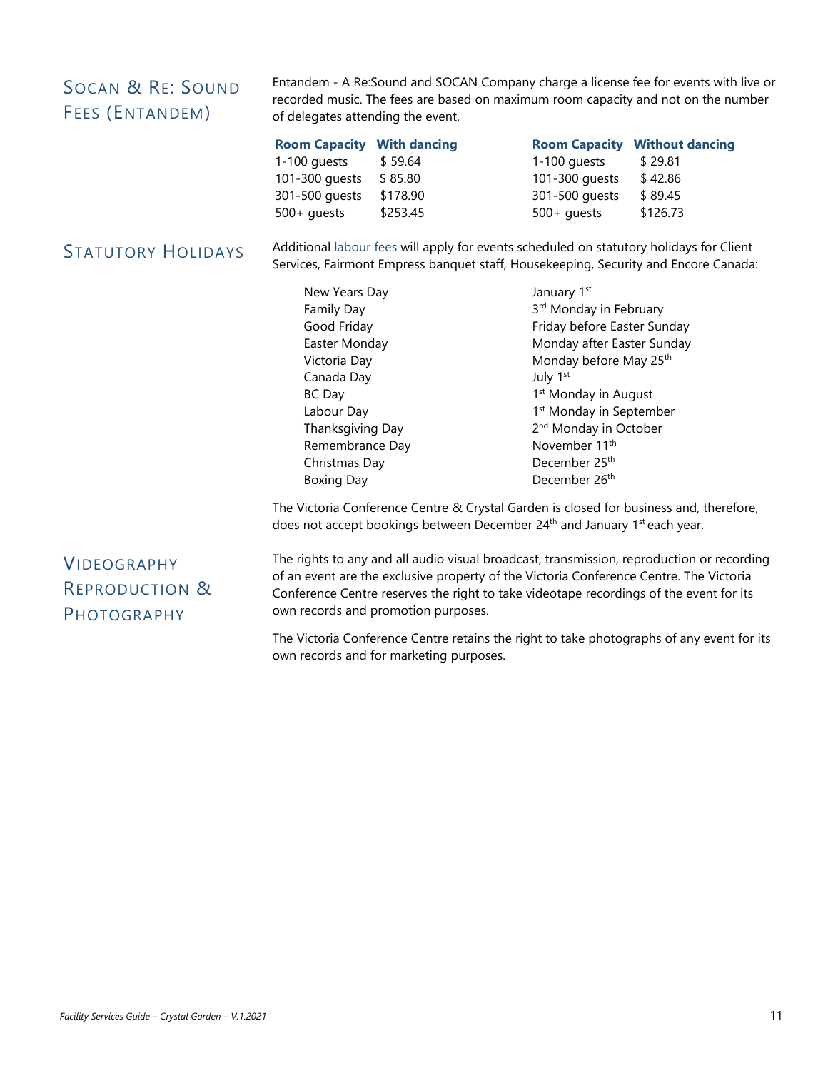## SOCAN & RE: SOUND FEES (ENTANDEM)

Entandem - A Re:Sound and SOCAN Company charge a license fee for events with live or recorded music. The fees are based on maximum room capacity and not on the number of delegates attending the event.

| Room Capacity | With dancing | Room Capacity | Without dancing |
|---|---|---|---|
| 1-100 guests | $ 59.64 | 1-100 guests | $ 29.81 |
| 101-300 guests | $ 85.80 | 101-300 guests | $ 42.86 |
| 301-500 guests | $178.90 | 301-500 guests | $ 89.45 |
| 500+ guests | $253.45 | 500+ guests | $126.73 |

## STATUTORY HOLIDAYS

Additional labour fees will apply for events scheduled on statutory holidays for Client Services, Fairmont Empress banquet staff, Housekeeping, Security and Encore Canada:

| | |
|---|---|
| New Years Day | January 1st |
| Family Day | 3rd Monday in February |
| Good Friday | Friday before Easter Sunday |
| Easter Monday | Monday after Easter Sunday |
| Victoria Day | Monday before May 25th |
| Canada Day | July 1st |
| BC Day | 1st Monday in August |
| Labour Day | 1st Monday in September |
| Thanksgiving Day | 2nd Monday in October |
| Remembrance Day | November 11th |
| Christmas Day | December 25th |
| Boxing Day | December 26th |

The Victoria Conference Centre & Crystal Garden is closed for business and, therefore, does not accept bookings between December 24th and January 1st each year.

## VIDEOGRAPHY REPRODUCTION & PHOTOGRAPHY

The rights to any and all audio visual broadcast, transmission, reproduction or recording of an event are the exclusive property of the Victoria Conference Centre. The Victoria Conference Centre reserves the right to take videotape recordings of the event for its own records and promotion purposes.

The Victoria Conference Centre retains the right to take photographs of any event for its own records and for marketing purposes.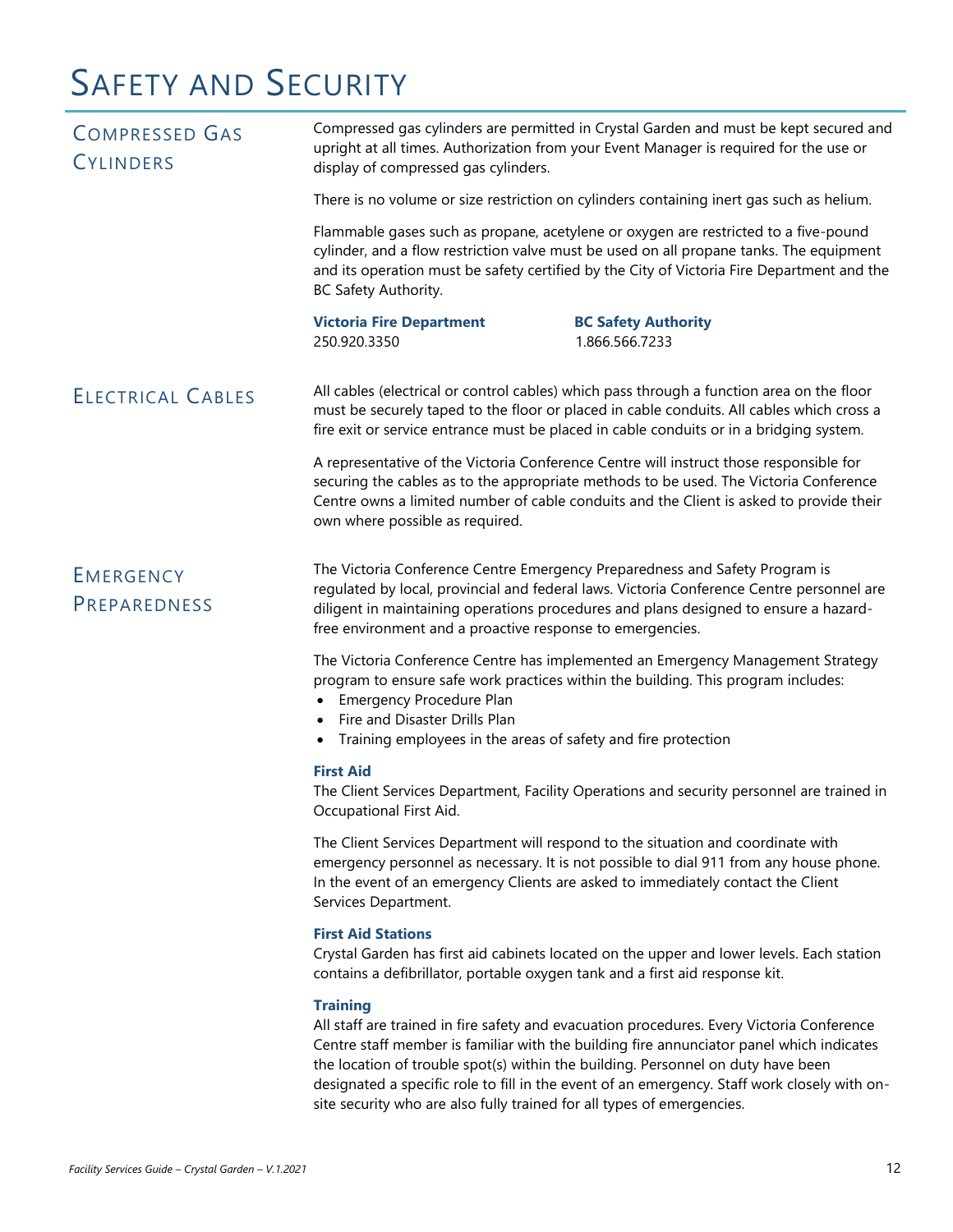# Safety and Security

## Compressed Gas Cylinders

Compressed gas cylinders are permitted in Crystal Garden and must be kept secured and upright at all times. Authorization from your Event Manager is required for the use or display of compressed gas cylinders.

There is no volume or size restriction on cylinders containing inert gas such as helium.

Flammable gases such as propane, acetylene or oxygen are restricted to a five-pound cylinder, and a flow restriction valve must be used on all propane tanks. The equipment and its operation must be safety certified by the City of Victoria Fire Department and the BC Safety Authority.

**Victoria Fire Department**
250.920.3350

**BC Safety Authority**
1.866.566.7233

## Electrical Cables

All cables (electrical or control cables) which pass through a function area on the floor must be securely taped to the floor or placed in cable conduits. All cables which cross a fire exit or service entrance must be placed in cable conduits or in a bridging system.

A representative of the Victoria Conference Centre will instruct those responsible for securing the cables as to the appropriate methods to be used. The Victoria Conference Centre owns a limited number of cable conduits and the Client is asked to provide their own where possible as required.

## Emergency Preparedness

The Victoria Conference Centre Emergency Preparedness and Safety Program is regulated by local, provincial and federal laws. Victoria Conference Centre personnel are diligent in maintaining operations procedures and plans designed to ensure a hazard-free environment and a proactive response to emergencies.

The Victoria Conference Centre has implemented an Emergency Management Strategy program to ensure safe work practices within the building. This program includes:

- Emergency Procedure Plan
- Fire and Disaster Drills Plan
- Training employees in the areas of safety and fire protection

### First Aid

The Client Services Department, Facility Operations and security personnel are trained in Occupational First Aid.

The Client Services Department will respond to the situation and coordinate with emergency personnel as necessary. It is not possible to dial 911 from any house phone. In the event of an emergency Clients are asked to immediately contact the Client Services Department.

### First Aid Stations

Crystal Garden has first aid cabinets located on the upper and lower levels. Each station contains a defibrillator, portable oxygen tank and a first aid response kit.

### Training

All staff are trained in fire safety and evacuation procedures. Every Victoria Conference Centre staff member is familiar with the building fire annunciator panel which indicates the location of trouble spot(s) within the building. Personnel on duty have been designated a specific role to fill in the event of an emergency. Staff work closely with on-site security who are also fully trained for all types of emergencies.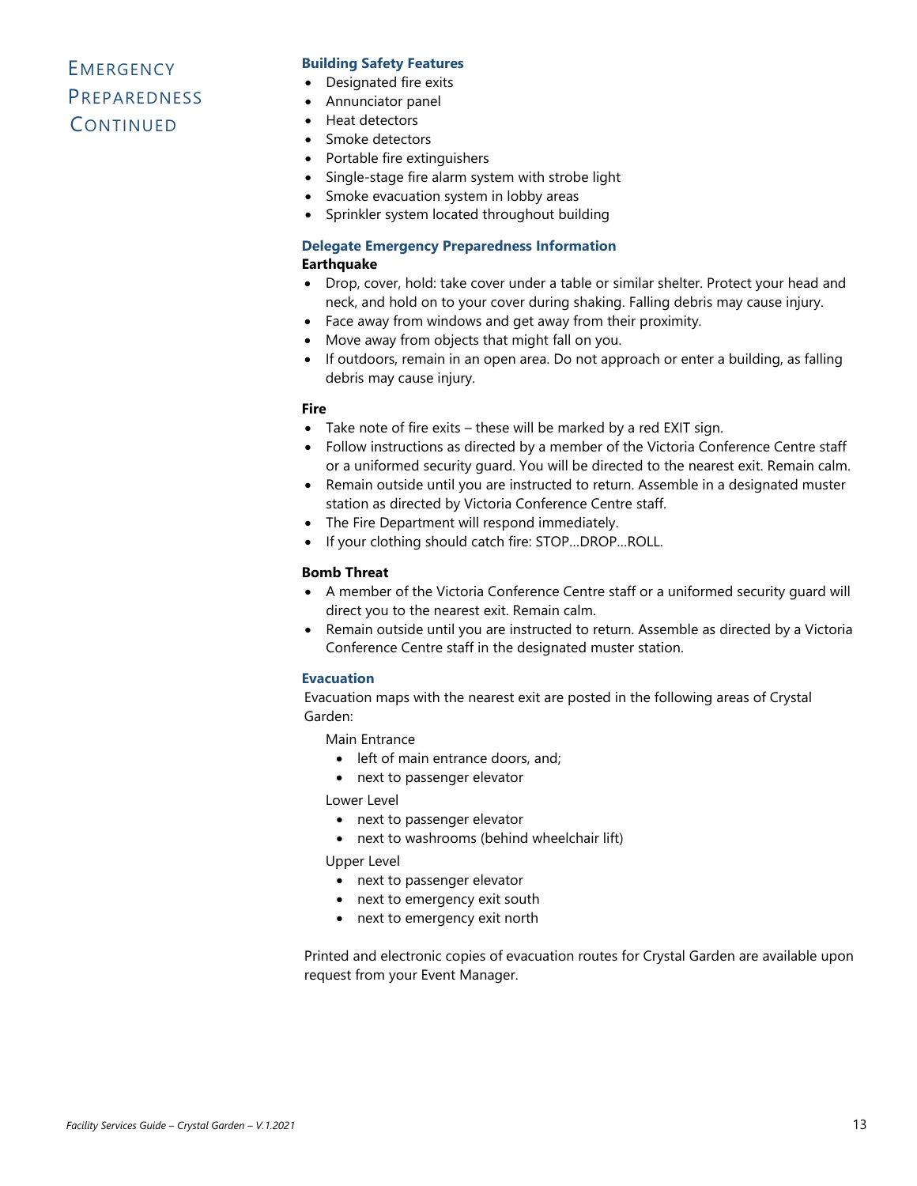# Emergency Preparedness Continued

### Building Safety Features

- Designated fire exits
- Annunciator panel
- Heat detectors
- Smoke detectors
- Portable fire extinguishers
- Single-stage fire alarm system with strobe light
- Smoke evacuation system in lobby areas
- Sprinkler system located throughout building

### Delegate Emergency Preparedness Information

**Earthquake**

- Drop, cover, hold: take cover under a table or similar shelter. Protect your head and neck, and hold on to your cover during shaking. Falling debris may cause injury.
- Face away from windows and get away from their proximity.
- Move away from objects that might fall on you.
- If outdoors, remain in an open area. Do not approach or enter a building, as falling debris may cause injury.

**Fire**

- Take note of fire exits – these will be marked by a red EXIT sign.
- Follow instructions as directed by a member of the Victoria Conference Centre staff or a uniformed security guard. You will be directed to the nearest exit. Remain calm.
- Remain outside until you are instructed to return. Assemble in a designated muster station as directed by Victoria Conference Centre staff.
- The Fire Department will respond immediately.
- If your clothing should catch fire: STOP…DROP…ROLL.

**Bomb Threat**

- A member of the Victoria Conference Centre staff or a uniformed security guard will direct you to the nearest exit. Remain calm.
- Remain outside until you are instructed to return. Assemble as directed by a Victoria Conference Centre staff in the designated muster station.

### Evacuation

Evacuation maps with the nearest exit are posted in the following areas of Crystal Garden:

Main Entrance

- left of main entrance doors, and;
- next to passenger elevator

Lower Level

- next to passenger elevator
- next to washrooms (behind wheelchair lift)

Upper Level

- next to passenger elevator
- next to emergency exit south
- next to emergency exit north

Printed and electronic copies of evacuation routes for Crystal Garden are available upon request from your Event Manager.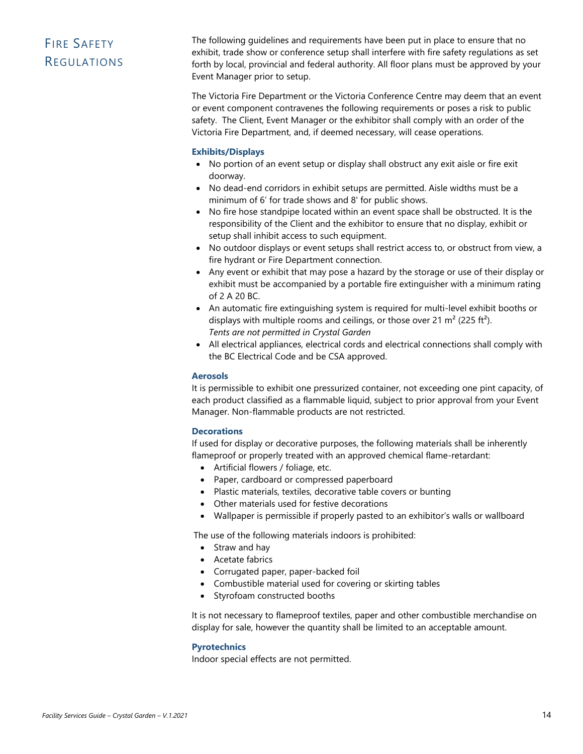# Fire Safety Regulations

The following guidelines and requirements have been put in place to ensure that no exhibit, trade show or conference setup shall interfere with fire safety regulations as set forth by local, provincial and federal authority. All floor plans must be approved by your Event Manager prior to setup.

The Victoria Fire Department or the Victoria Conference Centre may deem that an event or event component contravenes the following requirements or poses a risk to public safety. The Client, Event Manager or the exhibitor shall comply with an order of the Victoria Fire Department, and, if deemed necessary, will cease operations.

### Exhibits/Displays

- No portion of an event setup or display shall obstruct any exit aisle or fire exit doorway.
- No dead-end corridors in exhibit setups are permitted. Aisle widths must be a minimum of 6' for trade shows and 8' for public shows.
- No fire hose standpipe located within an event space shall be obstructed. It is the responsibility of the Client and the exhibitor to ensure that no display, exhibit or setup shall inhibit access to such equipment.
- No outdoor displays or event setups shall restrict access to, or obstruct from view, a fire hydrant or Fire Department connection.
- Any event or exhibit that may pose a hazard by the storage or use of their display or exhibit must be accompanied by a portable fire extinguisher with a minimum rating of 2 A 20 BC.
- An automatic fire extinguishing system is required for multi-level exhibit booths or displays with multiple rooms and ceilings, or those over 21 m² (225 ft²). *Tents are not permitted in Crystal Garden*
- All electrical appliances, electrical cords and electrical connections shall comply with the BC Electrical Code and be CSA approved.

### Aerosols

It is permissible to exhibit one pressurized container, not exceeding one pint capacity, of each product classified as a flammable liquid, subject to prior approval from your Event Manager. Non-flammable products are not restricted.

### Decorations

If used for display or decorative purposes, the following materials shall be inherently flameproof or properly treated with an approved chemical flame-retardant:

- Artificial flowers / foliage, etc.
- Paper, cardboard or compressed paperboard
- Plastic materials, textiles, decorative table covers or bunting
- Other materials used for festive decorations
- Wallpaper is permissible if properly pasted to an exhibitor's walls or wallboard

The use of the following materials indoors is prohibited:

- Straw and hay
- Acetate fabrics
- Corrugated paper, paper-backed foil
- Combustible material used for covering or skirting tables
- Styrofoam constructed booths

It is not necessary to flameproof textiles, paper and other combustible merchandise on display for sale, however the quantity shall be limited to an acceptable amount.

### Pyrotechnics

Indoor special effects are not permitted.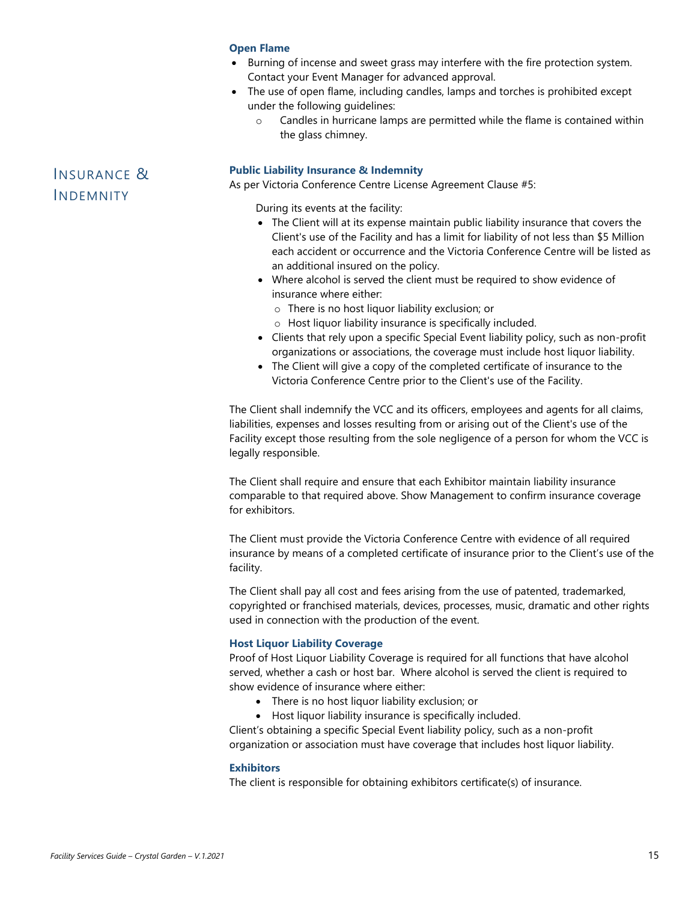### Open Flame

- Burning of incense and sweet grass may interfere with the fire protection system. Contact your Event Manager for advanced approval.
- The use of open flame, including candles, lamps and torches is prohibited except under the following guidelines:
  - Candles in hurricane lamps are permitted while the flame is contained within the glass chimney.

## Insurance & Indemnity

### Public Liability Insurance & Indemnity

As per Victoria Conference Centre License Agreement Clause #5:

During its events at the facility:

- The Client will at its expense maintain public liability insurance that covers the Client's use of the Facility and has a limit for liability of not less than $5 Million each accident or occurrence and the Victoria Conference Centre will be listed as an additional insured on the policy.
- Where alcohol is served the client must be required to show evidence of insurance where either:
  - There is no host liquor liability exclusion; or
  - Host liquor liability insurance is specifically included.
- Clients that rely upon a specific Special Event liability policy, such as non-profit organizations or associations, the coverage must include host liquor liability.
- The Client will give a copy of the completed certificate of insurance to the Victoria Conference Centre prior to the Client's use of the Facility.

The Client shall indemnify the VCC and its officers, employees and agents for all claims, liabilities, expenses and losses resulting from or arising out of the Client's use of the Facility except those resulting from the sole negligence of a person for whom the VCC is legally responsible.

The Client shall require and ensure that each Exhibitor maintain liability insurance comparable to that required above. Show Management to confirm insurance coverage for exhibitors.

The Client must provide the Victoria Conference Centre with evidence of all required insurance by means of a completed certificate of insurance prior to the Client's use of the facility.

The Client shall pay all cost and fees arising from the use of patented, trademarked, copyrighted or franchised materials, devices, processes, music, dramatic and other rights used in connection with the production of the event.

### Host Liquor Liability Coverage

Proof of Host Liquor Liability Coverage is required for all functions that have alcohol served, whether a cash or host bar. Where alcohol is served the client is required to show evidence of insurance where either:

- There is no host liquor liability exclusion; or
- Host liquor liability insurance is specifically included.

Client's obtaining a specific Special Event liability policy, such as a non-profit organization or association must have coverage that includes host liquor liability.

### Exhibitors

The client is responsible for obtaining exhibitors certificate(s) of insurance.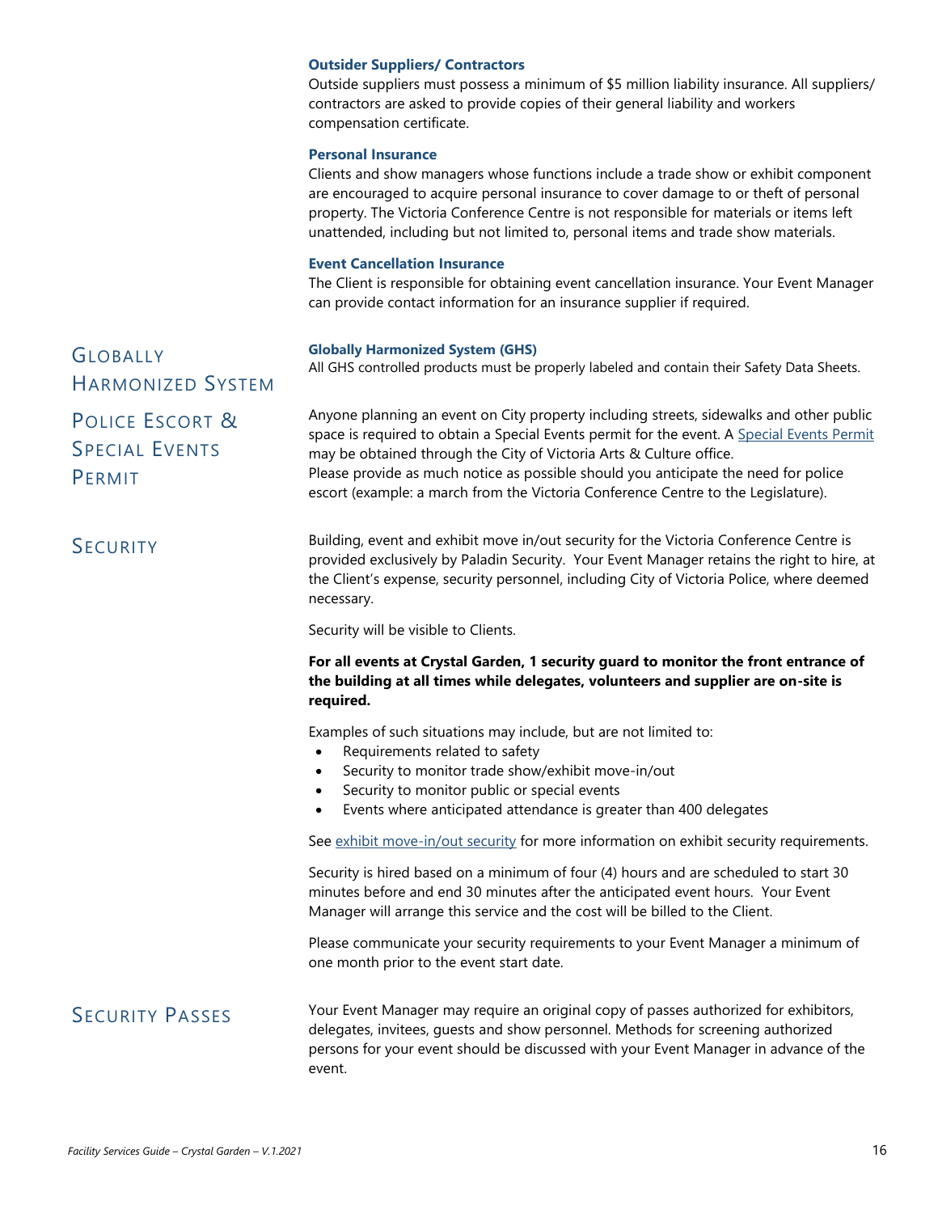### Outsider Suppliers/ Contractors

Outside suppliers must possess a minimum of $5 million liability insurance. All suppliers/ contractors are asked to provide copies of their general liability and workers compensation certificate.

### Personal Insurance

Clients and show managers whose functions include a trade show or exhibit component are encouraged to acquire personal insurance to cover damage to or theft of personal property. The Victoria Conference Centre is not responsible for materials or items left unattended, including but not limited to, personal items and trade show materials.

### Event Cancellation Insurance

The Client is responsible for obtaining event cancellation insurance. Your Event Manager can provide contact information for an insurance supplier if required.

## Globally Harmonized System

### Globally Harmonized System (GHS)

All GHS controlled products must be properly labeled and contain their Safety Data Sheets.

## Police Escort & Special Events Permit

Anyone planning an event on City property including streets, sidewalks and other public space is required to obtain a Special Events permit for the event. A Special Events Permit may be obtained through the City of Victoria Arts & Culture office.
Please provide as much notice as possible should you anticipate the need for police escort (example: a march from the Victoria Conference Centre to the Legislature).

## Security

Building, event and exhibit move in/out security for the Victoria Conference Centre is provided exclusively by Paladin Security. Your Event Manager retains the right to hire, at the Client's expense, security personnel, including City of Victoria Police, where deemed necessary.

Security will be visible to Clients.

**For all events at Crystal Garden, 1 security guard to monitor the front entrance of the building at all times while delegates, volunteers and supplier are on-site is required.**

Examples of such situations may include, but are not limited to:

- Requirements related to safety
- Security to monitor trade show/exhibit move-in/out
- Security to monitor public or special events
- Events where anticipated attendance is greater than 400 delegates

See exhibit move-in/out security for more information on exhibit security requirements.

Security is hired based on a minimum of four (4) hours and are scheduled to start 30 minutes before and end 30 minutes after the anticipated event hours. Your Event Manager will arrange this service and the cost will be billed to the Client.

Please communicate your security requirements to your Event Manager a minimum of one month prior to the event start date.

## Security Passes

Your Event Manager may require an original copy of passes authorized for exhibitors, delegates, invitees, guests and show personnel. Methods for screening authorized persons for your event should be discussed with your Event Manager in advance of the event.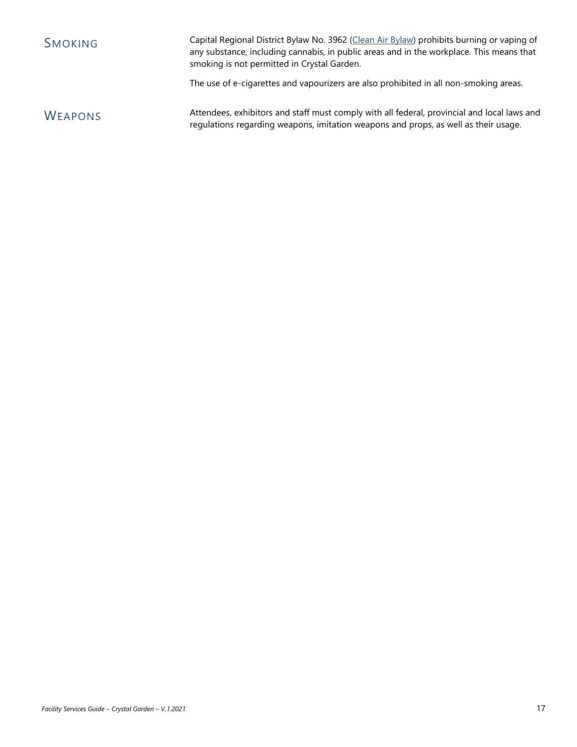## Smoking

Capital Regional District Bylaw No. 3962 (Clean Air Bylaw) prohibits burning or vaping of any substance, including cannabis, in public areas and in the workplace. This means that smoking is not permitted in Crystal Garden.

The use of e-cigarettes and vapourizers are also prohibited in all non-smoking areas.

## Weapons

Attendees, exhibitors and staff must comply with all federal, provincial and local laws and regulations regarding weapons, imitation weapons and props, as well as their usage.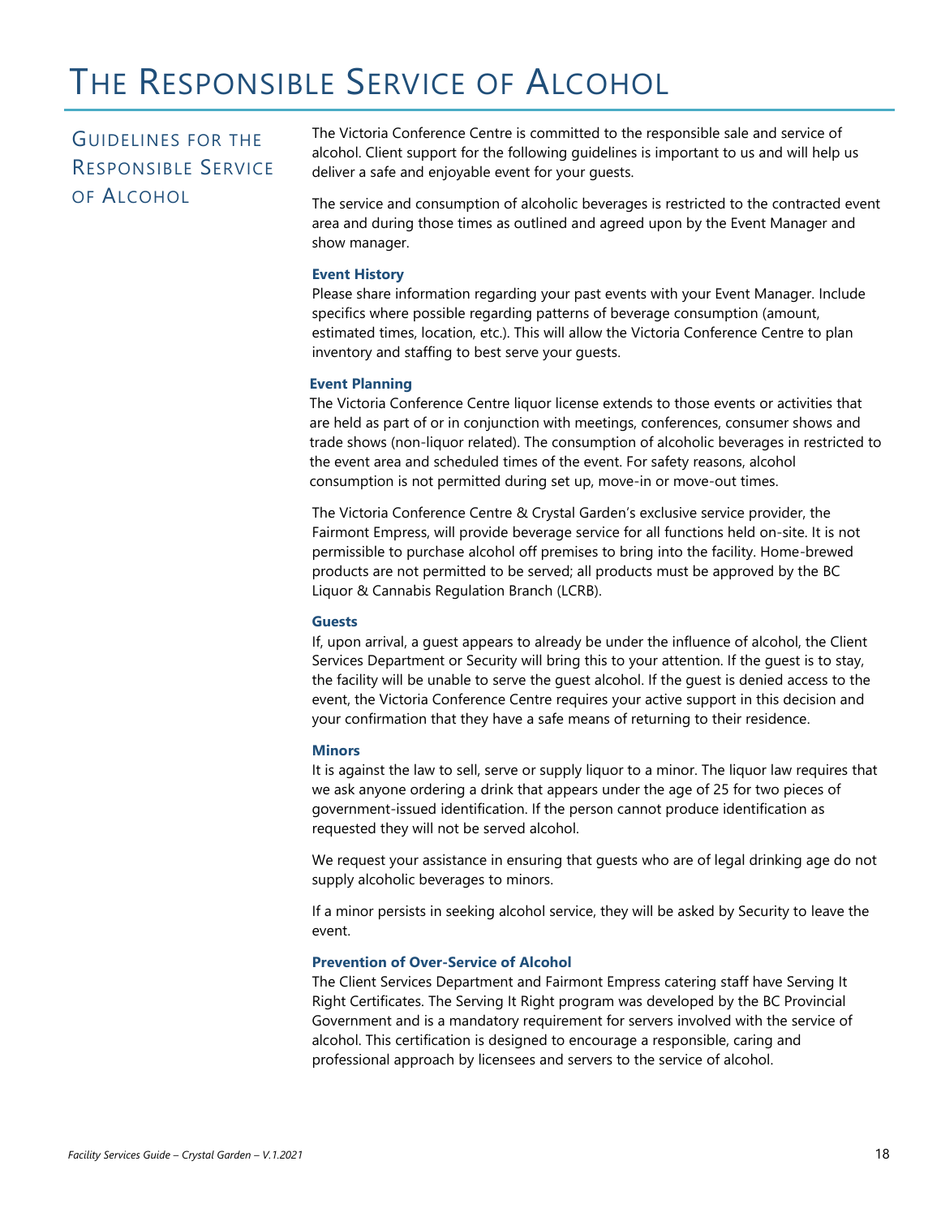# The Responsible Service of Alcohol

## Guidelines for the Responsible Service of Alcohol

The Victoria Conference Centre is committed to the responsible sale and service of alcohol. Client support for the following guidelines is important to us and will help us deliver a safe and enjoyable event for your guests.

The service and consumption of alcoholic beverages is restricted to the contracted event area and during those times as outlined and agreed upon by the Event Manager and show manager.

### Event History

Please share information regarding your past events with your Event Manager. Include specifics where possible regarding patterns of beverage consumption (amount, estimated times, location, etc.). This will allow the Victoria Conference Centre to plan inventory and staffing to best serve your guests.

### Event Planning

The Victoria Conference Centre liquor license extends to those events or activities that are held as part of or in conjunction with meetings, conferences, consumer shows and trade shows (non-liquor related). The consumption of alcoholic beverages in restricted to the event area and scheduled times of the event. For safety reasons, alcohol consumption is not permitted during set up, move-in or move-out times.

The Victoria Conference Centre & Crystal Garden's exclusive service provider, the Fairmont Empress, will provide beverage service for all functions held on-site. It is not permissible to purchase alcohol off premises to bring into the facility. Home-brewed products are not permitted to be served; all products must be approved by the BC Liquor & Cannabis Regulation Branch (LCRB).

### Guests

If, upon arrival, a guest appears to already be under the influence of alcohol, the Client Services Department or Security will bring this to your attention. If the guest is to stay, the facility will be unable to serve the guest alcohol. If the guest is denied access to the event, the Victoria Conference Centre requires your active support in this decision and your confirmation that they have a safe means of returning to their residence.

### Minors

It is against the law to sell, serve or supply liquor to a minor. The liquor law requires that we ask anyone ordering a drink that appears under the age of 25 for two pieces of government-issued identification. If the person cannot produce identification as requested they will not be served alcohol.

We request your assistance in ensuring that guests who are of legal drinking age do not supply alcoholic beverages to minors.

If a minor persists in seeking alcohol service, they will be asked by Security to leave the event.

### Prevention of Over-Service of Alcohol

The Client Services Department and Fairmont Empress catering staff have Serving It Right Certificates. The Serving It Right program was developed by the BC Provincial Government and is a mandatory requirement for servers involved with the service of alcohol. This certification is designed to encourage a responsible, caring and professional approach by licensees and servers to the service of alcohol.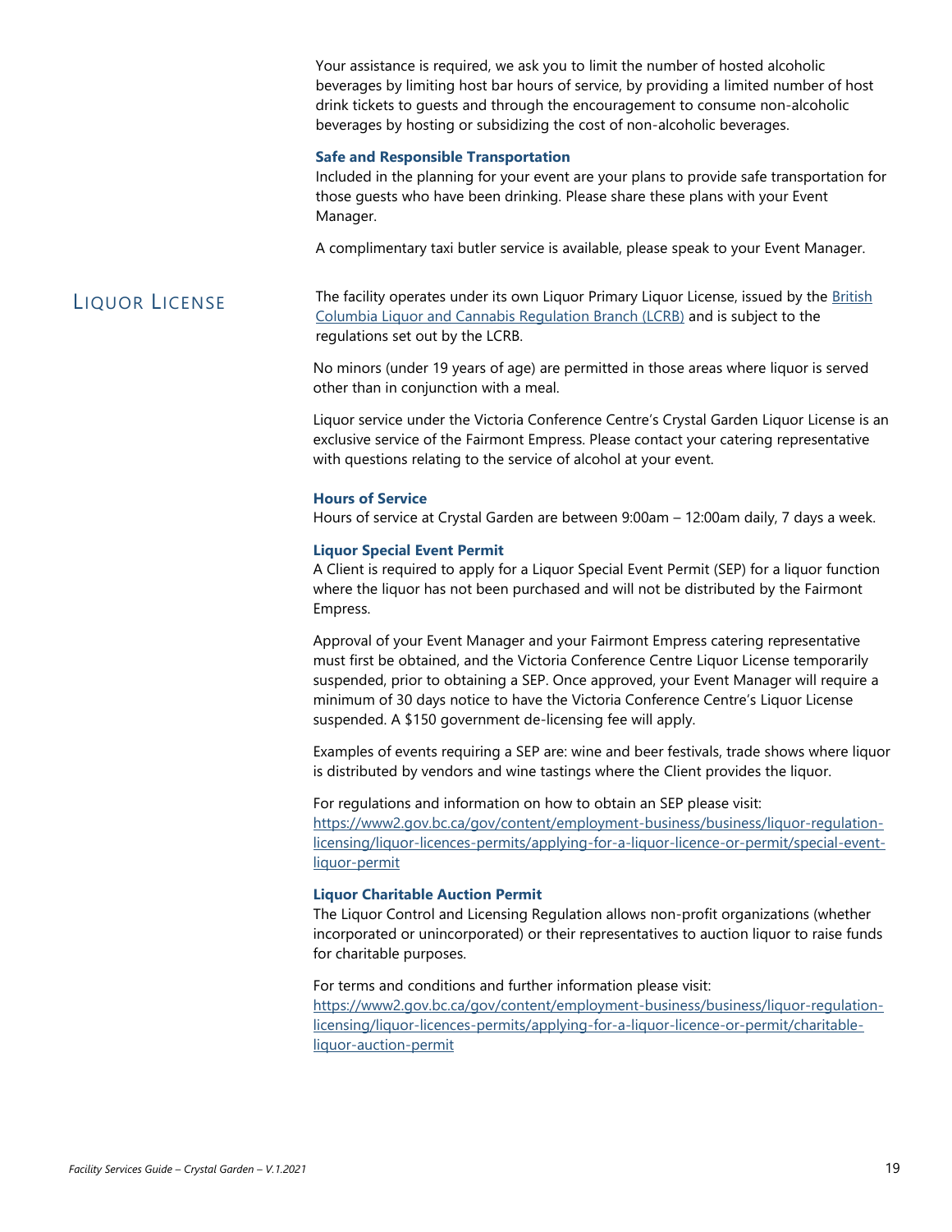Your assistance is required, we ask you to limit the number of hosted alcoholic beverages by limiting host bar hours of service, by providing a limited number of host drink tickets to guests and through the encouragement to consume non-alcoholic beverages by hosting or subsidizing the cost of non-alcoholic beverages.

### Safe and Responsible Transportation

Included in the planning for your event are your plans to provide safe transportation for those guests who have been drinking. Please share these plans with your Event Manager.

A complimentary taxi butler service is available, please speak to your Event Manager.

## LIQUOR LICENSE

The facility operates under its own Liquor Primary Liquor License, issued by the British Columbia Liquor and Cannabis Regulation Branch (LCRB) and is subject to the regulations set out by the LCRB.

No minors (under 19 years of age) are permitted in those areas where liquor is served other than in conjunction with a meal.

Liquor service under the Victoria Conference Centre's Crystal Garden Liquor License is an exclusive service of the Fairmont Empress. Please contact your catering representative with questions relating to the service of alcohol at your event.

### Hours of Service

Hours of service at Crystal Garden are between 9:00am – 12:00am daily, 7 days a week.

### Liquor Special Event Permit

A Client is required to apply for a Liquor Special Event Permit (SEP) for a liquor function where the liquor has not been purchased and will not be distributed by the Fairmont Empress.

Approval of your Event Manager and your Fairmont Empress catering representative must first be obtained, and the Victoria Conference Centre Liquor License temporarily suspended, prior to obtaining a SEP. Once approved, your Event Manager will require a minimum of 30 days notice to have the Victoria Conference Centre's Liquor License suspended. A $150 government de-licensing fee will apply.

Examples of events requiring a SEP are: wine and beer festivals, trade shows where liquor is distributed by vendors and wine tastings where the Client provides the liquor.

For regulations and information on how to obtain an SEP please visit:
https://www2.gov.bc.ca/gov/content/employment-business/business/liquor-regulation-licensing/liquor-licences-permits/applying-for-a-liquor-licence-or-permit/special-event-liquor-permit

### Liquor Charitable Auction Permit

The Liquor Control and Licensing Regulation allows non-profit organizations (whether incorporated or unincorporated) or their representatives to auction liquor to raise funds for charitable purposes.

For terms and conditions and further information please visit:
https://www2.gov.bc.ca/gov/content/employment-business/business/liquor-regulation-licensing/liquor-licences-permits/applying-for-a-liquor-licence-or-permit/charitable-liquor-auction-permit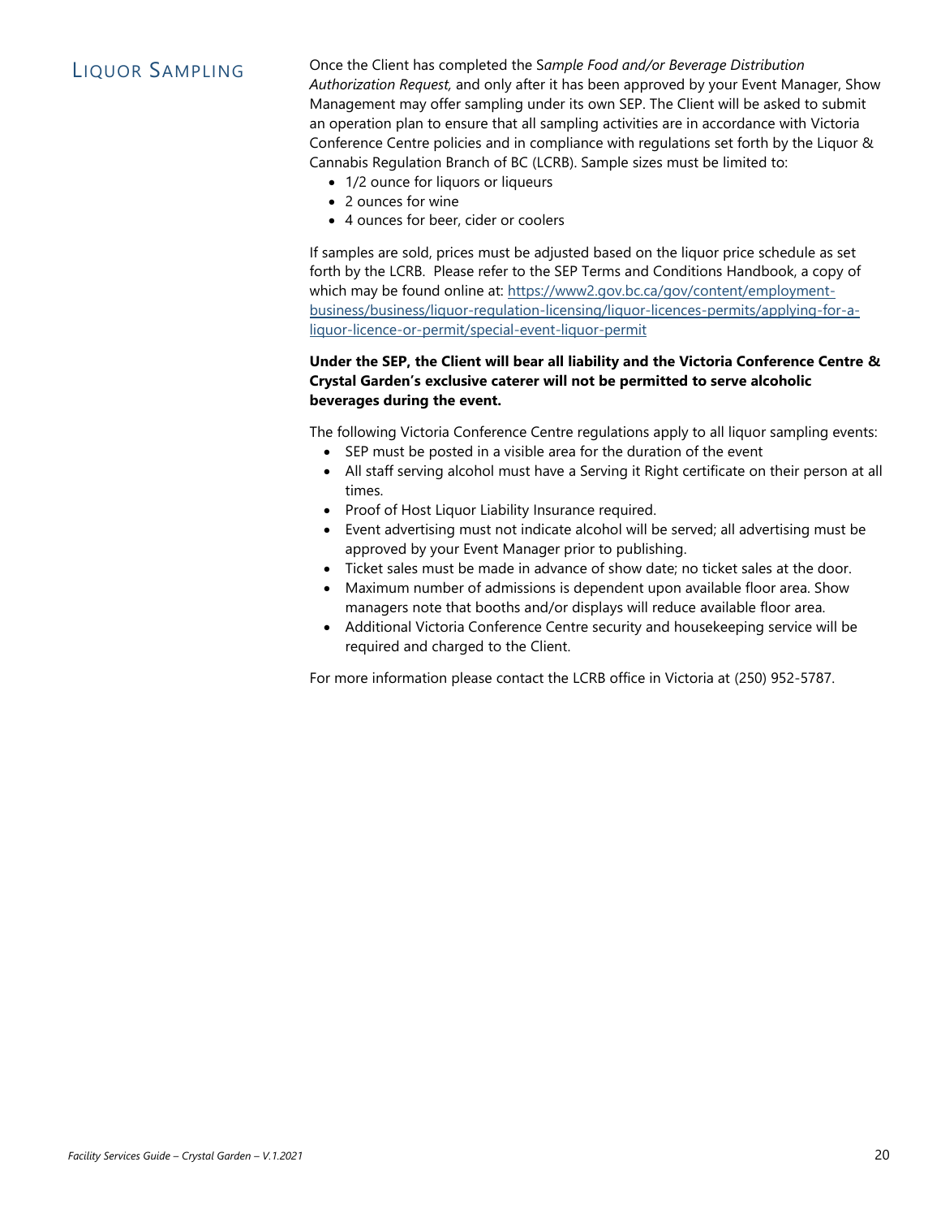## Liquor Sampling

Once the Client has completed the S*ample Food and/or Beverage Distribution Authorization Request,* and only after it has been approved by your Event Manager, Show Management may offer sampling under its own SEP. The Client will be asked to submit an operation plan to ensure that all sampling activities are in accordance with Victoria Conference Centre policies and in compliance with regulations set forth by the Liquor & Cannabis Regulation Branch of BC (LCRB). Sample sizes must be limited to:

- 1/2 ounce for liquors or liqueurs
- 2 ounces for wine
- 4 ounces for beer, cider or coolers

If samples are sold, prices must be adjusted based on the liquor price schedule as set forth by the LCRB. Please refer to the SEP Terms and Conditions Handbook, a copy of which may be found online at: [https://www2.gov.bc.ca/gov/content/employment-business/business/liquor-regulation-licensing/liquor-licences-permits/applying-for-a-liquor-licence-or-permit/special-event-liquor-permit](https://www2.gov.bc.ca/gov/content/employment-business/business/liquor-regulation-licensing/liquor-licences-permits/applying-for-a-liquor-licence-or-permit/special-event-liquor-permit)

**Under the SEP, the Client will bear all liability and the Victoria Conference Centre & Crystal Garden's exclusive caterer will not be permitted to serve alcoholic beverages during the event.**

The following Victoria Conference Centre regulations apply to all liquor sampling events:

- SEP must be posted in a visible area for the duration of the event
- All staff serving alcohol must have a Serving it Right certificate on their person at all times.
- Proof of Host Liquor Liability Insurance required.
- Event advertising must not indicate alcohol will be served; all advertising must be approved by your Event Manager prior to publishing.
- Ticket sales must be made in advance of show date; no ticket sales at the door.
- Maximum number of admissions is dependent upon available floor area. Show managers note that booths and/or displays will reduce available floor area.
- Additional Victoria Conference Centre security and housekeeping service will be required and charged to the Client.

For more information please contact the LCRB office in Victoria at (250) 952-5787.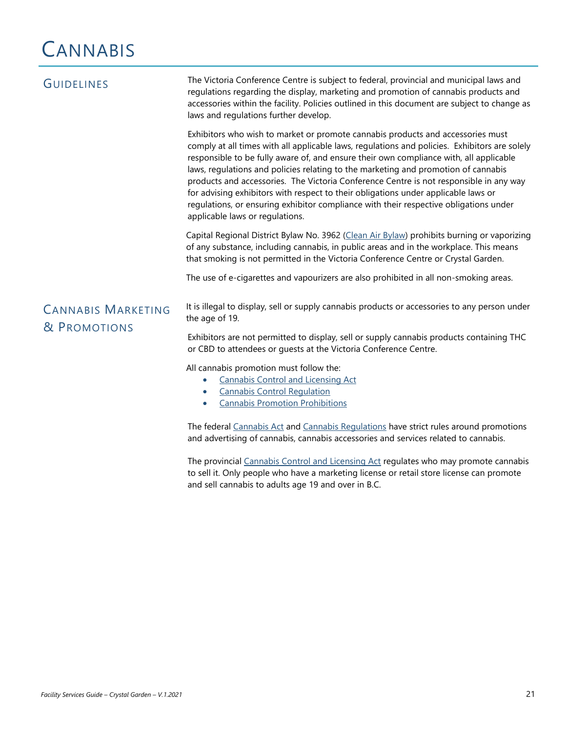# Cannabis

## Guidelines

The Victoria Conference Centre is subject to federal, provincial and municipal laws and regulations regarding the display, marketing and promotion of cannabis products and accessories within the facility. Policies outlined in this document are subject to change as laws and regulations further develop.

Exhibitors who wish to market or promote cannabis products and accessories must comply at all times with all applicable laws, regulations and policies. Exhibitors are solely responsible to be fully aware of, and ensure their own compliance with, all applicable laws, regulations and policies relating to the marketing and promotion of cannabis products and accessories. The Victoria Conference Centre is not responsible in any way for advising exhibitors with respect to their obligations under applicable laws or regulations, or ensuring exhibitor compliance with their respective obligations under applicable laws or regulations.

Capital Regional District Bylaw No. 3962 (Clean Air Bylaw) prohibits burning or vaporizing of any substance, including cannabis, in public areas and in the workplace. This means that smoking is not permitted in the Victoria Conference Centre or Crystal Garden.

The use of e-cigarettes and vapourizers are also prohibited in all non-smoking areas.

## Cannabis Marketing & Promotions

It is illegal to display, sell or supply cannabis products or accessories to any person under the age of 19.

Exhibitors are not permitted to display, sell or supply cannabis products containing THC or CBD to attendees or guests at the Victoria Conference Centre.

All cannabis promotion must follow the:

- Cannabis Control and Licensing Act
- Cannabis Control Regulation
- Cannabis Promotion Prohibitions

The federal Cannabis Act and Cannabis Regulations have strict rules around promotions and advertising of cannabis, cannabis accessories and services related to cannabis.

The provincial Cannabis Control and Licensing Act regulates who may promote cannabis to sell it. Only people who have a marketing license or retail store license can promote and sell cannabis to adults age 19 and over in B.C.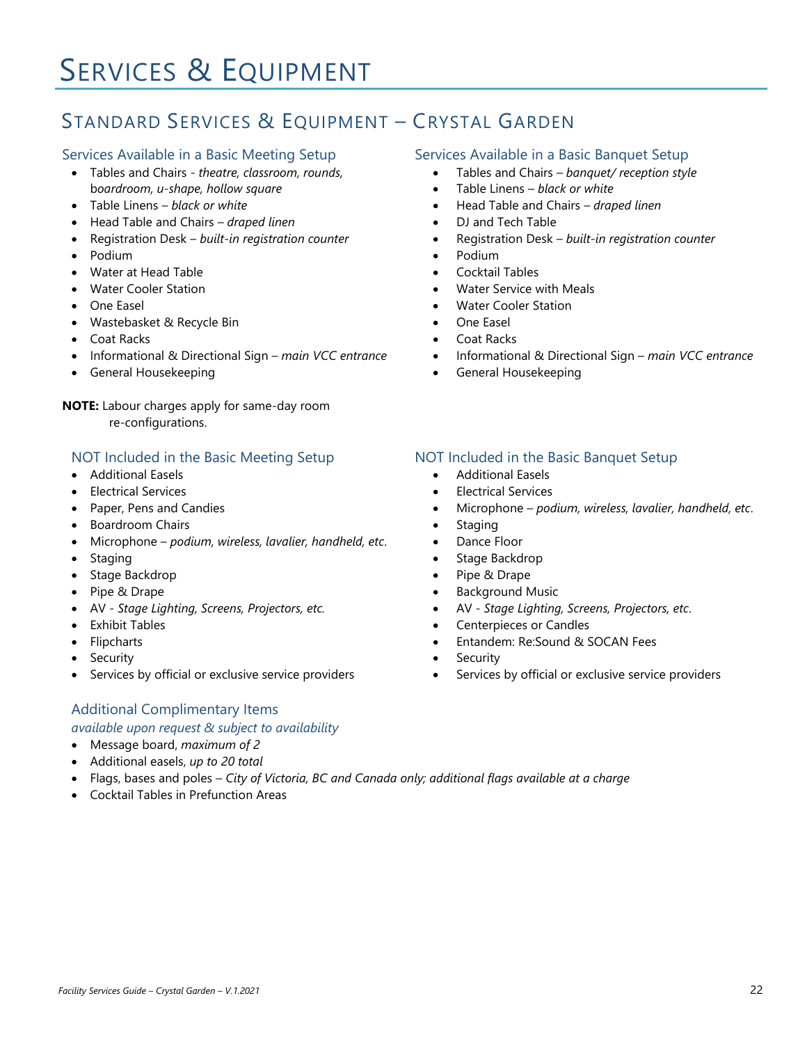# Services & Equipment

## Standard Services & Equipment – Crystal Garden

### Services Available in a Basic Meeting Setup

- Tables and Chairs - *theatre, classroom, rounds, boardroom, u-shape, hollow square*
- Table Linens – *black or white*
- Head Table and Chairs – *draped linen*
- Registration Desk – *built-in registration counter*
- Podium
- Water at Head Table
- Water Cooler Station
- One Easel
- Wastebasket & Recycle Bin
- Coat Racks
- Informational & Directional Sign – *main VCC entrance*
- General Housekeeping

**NOTE:** Labour charges apply for same-day room re-configurations.

### Services Available in a Basic Banquet Setup

- Tables and Chairs – *banquet/ reception style*
- Table Linens – *black or white*
- Head Table and Chairs – *draped linen*
- DJ and Tech Table
- Registration Desk – *built-in registration counter*
- Podium
- Cocktail Tables
- Water Service with Meals
- Water Cooler Station
- One Easel
- Coat Racks
- Informational & Directional Sign – *main VCC entrance*
- General Housekeeping

### NOT Included in the Basic Meeting Setup

- Additional Easels
- Electrical Services
- Paper, Pens and Candies
- Boardroom Chairs
- Microphone – *podium, wireless, lavalier, handheld, etc*.
- Staging
- Stage Backdrop
- Pipe & Drape
- AV - *Stage Lighting, Screens, Projectors, etc.*
- Exhibit Tables
- Flipcharts
- Security
- Services by official or exclusive service providers

### NOT Included in the Basic Banquet Setup

- Additional Easels
- Electrical Services
- Microphone – *podium, wireless, lavalier, handheld, etc*.
- Staging
- Dance Floor
- Stage Backdrop
- Pipe & Drape
- Background Music
- AV - *Stage Lighting, Screens, Projectors, etc*.
- Centerpieces or Candles
- Entandem: Re:Sound & SOCAN Fees
- Security
- Services by official or exclusive service providers

### Additional Complimentary Items

*available upon request & subject to availability*

- Message board, *maximum of 2*
- Additional easels, *up to 20 total*
- Flags, bases and poles – *City of Victoria, BC and Canada only; additional flags available at a charge*
- Cocktail Tables in Prefunction Areas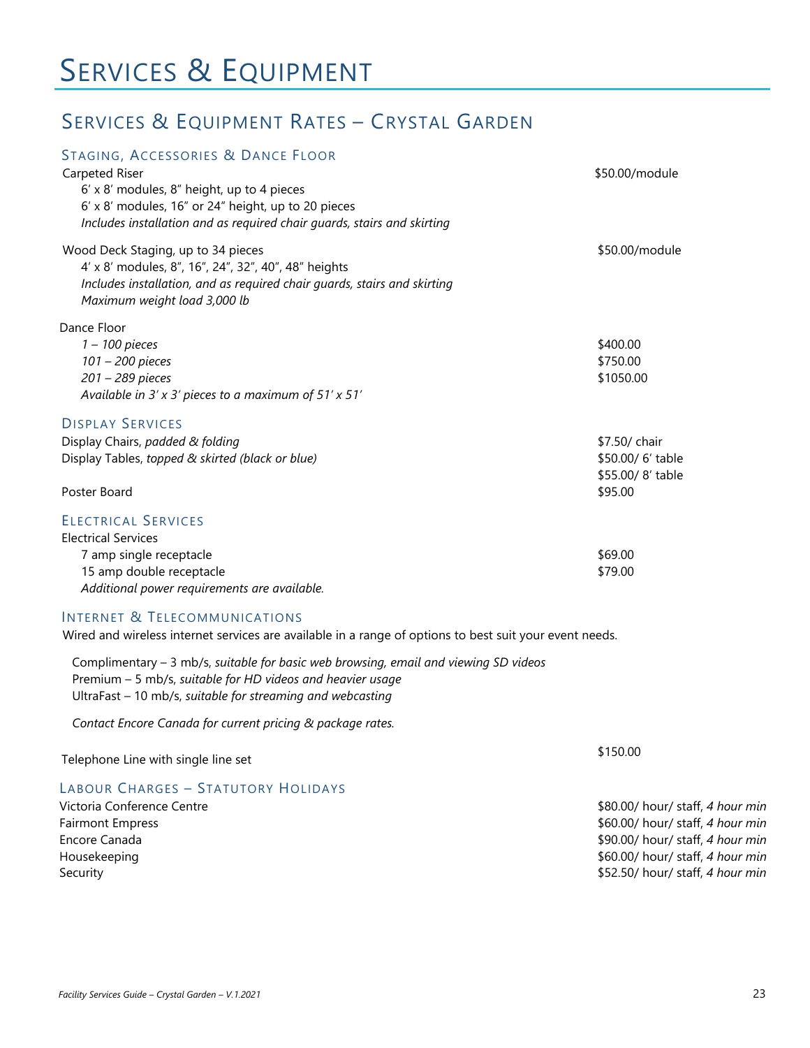# Services & Equipment

## Services & Equipment Rates – Crystal Garden

### Staging, Accessories & Dance Floor

| | |
|---|---|
| Carpeted Riser<br>6′ x 8′ modules, 8″ height, up to 4 pieces<br>6′ x 8′ modules, 16″ or 24″ height, up to 20 pieces<br>*Includes installation and as required chair guards, stairs and skirting* | $50.00/module |
| Wood Deck Staging, up to 34 pieces<br>4′ x 8′ modules, 8″, 16″, 24″, 32″, 40″, 48″ heights<br>*Includes installation, and as required chair guards, stairs and skirting*<br>*Maximum weight load 3,000 lb* | $50.00/module |
| Dance Floor | |
| *1 – 100 pieces* | $400.00 |
| *101 – 200 pieces* | $750.00 |
| *201 – 289 pieces* | $1050.00 |
| *Available in 3′ x 3′ pieces to a maximum of 51′ x 51′* | |

### Display Services

| | |
|---|---|
| Display Chairs, *padded & folding* | $7.50/ chair |
| Display Tables, *topped & skirted (black or blue)* | $50.00/ 6′ table<br>$55.00/ 8′ table |
| Poster Board | $95.00 |

### Electrical Services

| | |
|---|---|
| Electrical Services | |
| 7 amp single receptacle | $69.00 |
| 15 amp double receptacle | $79.00 |
| *Additional power requirements are available.* | |

### Internet & Telecommunications

Wired and wireless internet services are available in a range of options to best suit your event needs.

Complimentary – 3 mb/s, *suitable for basic web browsing, email and viewing SD videos*
Premium – 5 mb/s, *suitable for HD videos and heavier usage*
UltraFast – 10 mb/s, *suitable for streaming and webcasting*

*Contact Encore Canada for current pricing & package rates.*

| | |
|---|---|
| Telephone Line with single line set | $150.00 |

### Labour Charges – Statutory Holidays

| | |
|---|---|
| Victoria Conference Centre | $80.00/ hour/ staff, *4 hour min* |
| Fairmont Empress | $60.00/ hour/ staff, *4 hour min* |
| Encore Canada | $90.00/ hour/ staff, *4 hour min* |
| Housekeeping | $60.00/ hour/ staff, *4 hour min* |
| Security | $52.50/ hour/ staff, *4 hour min* |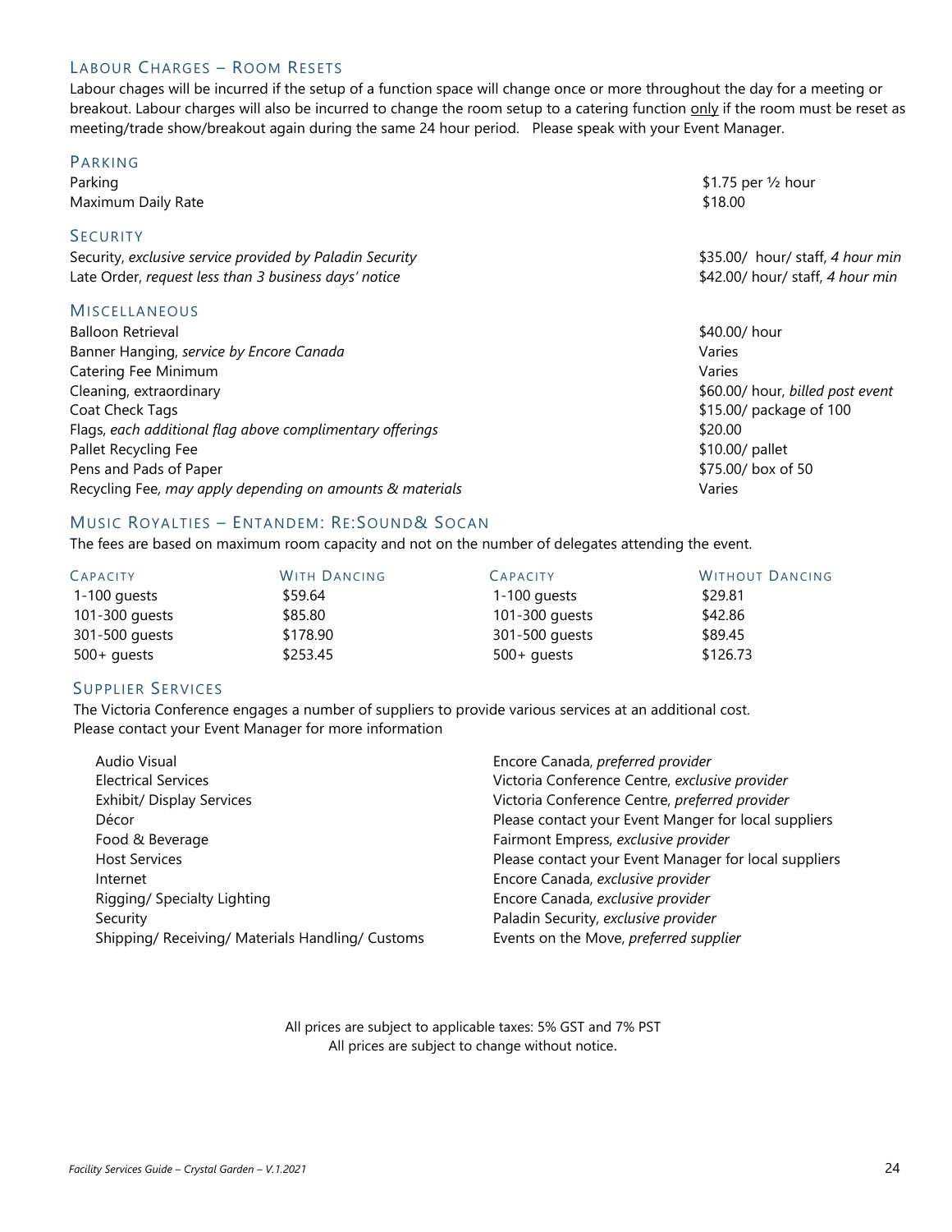## Labour Charges – Room Resets

Labour chages will be incurred if the setup of a function space will change once or more throughout the day for a meeting or breakout. Labour charges will also be incurred to change the room setup to a catering function only if the room must be reset as meeting/trade show/breakout again during the same 24 hour period. Please speak with your Event Manager.

## Parking

| | |
|---|---|
| Parking | $1.75 per ½ hour |
| Maximum Daily Rate | $18.00 |

## Security

| | |
|---|---|
| Security, *exclusive service provided by Paladin Security* | $35.00/ hour/ staff, *4 hour min* |
| Late Order, *request less than 3 business days' notice* | $42.00/ hour/ staff, *4 hour min* |

## Miscellaneous

| | |
|---|---|
| Balloon Retrieval | $40.00/ hour |
| Banner Hanging, *service by Encore Canada* | Varies |
| Catering Fee Minimum | Varies |
| Cleaning, extraordinary | $60.00/ hour, *billed post event* |
| Coat Check Tags | $15.00/ package of 100 |
| Flags, *each additional flag above complimentary offerings* | $20.00 |
| Pallet Recycling Fee | $10.00/ pallet |
| Pens and Pads of Paper | $75.00/ box of 50 |
| Recycling Fee*, may apply depending on amounts & materials* | Varies |

## Music Royalties – Entandem: Re:Sound& Socan

The fees are based on maximum room capacity and not on the number of delegates attending the event.

| Capacity | With Dancing | Capacity | Without Dancing |
|---|---|---|---|
| 1-100 guests | $59.64 | 1-100 guests | $29.81 |
| 101-300 guests | $85.80 | 101-300 guests | $42.86 |
| 301-500 guests | $178.90 | 301-500 guests | $89.45 |
| 500+ guests | $253.45 | 500+ guests | $126.73 |

## Supplier Services

The Victoria Conference engages a number of suppliers to provide various services at an additional cost.
Please contact your Event Manager for more information

| | |
|---|---|
| Audio Visual | Encore Canada, *preferred provider* |
| Electrical Services | Victoria Conference Centre, *exclusive provider* |
| Exhibit/ Display Services | Victoria Conference Centre, *preferred provider* |
| Décor | Please contact your Event Manger for local suppliers |
| Food & Beverage | Fairmont Empress, *exclusive provider* |
| Host Services | Please contact your Event Manager for local suppliers |
| Internet | Encore Canada, *exclusive provider* |
| Rigging/ Specialty Lighting | Encore Canada, *exclusive provider* |
| Security | Paladin Security, *exclusive provider* |
| Shipping/ Receiving/ Materials Handling/ Customs | Events on the Move, *preferred supplier* |

All prices are subject to applicable taxes: 5% GST and 7% PST
All prices are subject to change without notice.